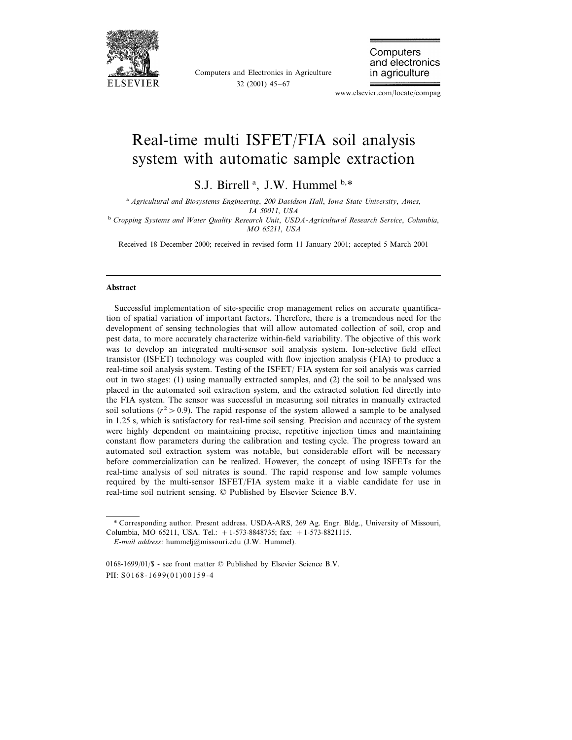# Real-time multi ISFET/FIA soil analysis system with automatic sample extraction

S.J. Birrell [a], J.W. Hummel [b,*]

[a] *Agricultural and Biosystems Engineering, 200 Davidson Hall, Iowa State University, Ames, IA 50011, USA*

[b] *Cropping Systems and Water Quality Research Unit, USDA-Agricultural Research Service, Columbia, MO 65211, USA*

Received 18 December 2000; received in revised form 11 January 2001; accepted 5 March 2001

---

## Abstract

Successful implementation of site-specific crop management relies on accurate quantification of spatial variation of important factors. Therefore, there is a tremendous need for the development of sensing technologies that will allow automated collection of soil, crop and pest data, to more accurately characterize within-field variability. The objective of this work was to develop an integrated multi-sensor soil analysis system. Ion-selective field effect transistor (ISFET) technology was coupled with flow injection analysis (FIA) to produce a real-time soil analysis system. Testing of the ISFET/ FIA system for soil analysis was carried out in two stages: (1) using manually extracted samples, and (2) the soil to be analysed was placed in the automated soil extraction system, and the extracted solution fed directly into the FIA system. The sensor was successful in measuring soil nitrates in manually extracted soil solutions ($r^2 > 0.9$). The rapid response of the system allowed a sample to be analysed in 1.25 s, which is satisfactory for real-time soil sensing. Precision and accuracy of the system were highly dependent on maintaining precise, repetitive injection times and maintaining constant flow parameters during the calibration and testing cycle. The progress toward an automated soil extraction system was notable, but considerable effort will be necessary before commercialization can be realized. However, the concept of using ISFETs for the real-time analysis of soil nitrates is sound. The rapid response and low sample volumes required by the multi-sensor ISFET/FIA system make it a viable candidate for use in real-time soil nutrient sensing. © Published by Elsevier Science B.V.

---

\* Corresponding author. Present address. USDA-ARS, 269 Ag. Engr. Bldg., University of Missouri, Columbia, MO 65211, USA. Tel.: + 1-573-8848735; fax: + 1-573-8821115.

*E-mail address:* hummelj@missouri.edu (J.W. Hummel).

0168-1699/01/$ - see front matter © Published by Elsevier Science B.V.

PII: S0168-1699(01)00159-4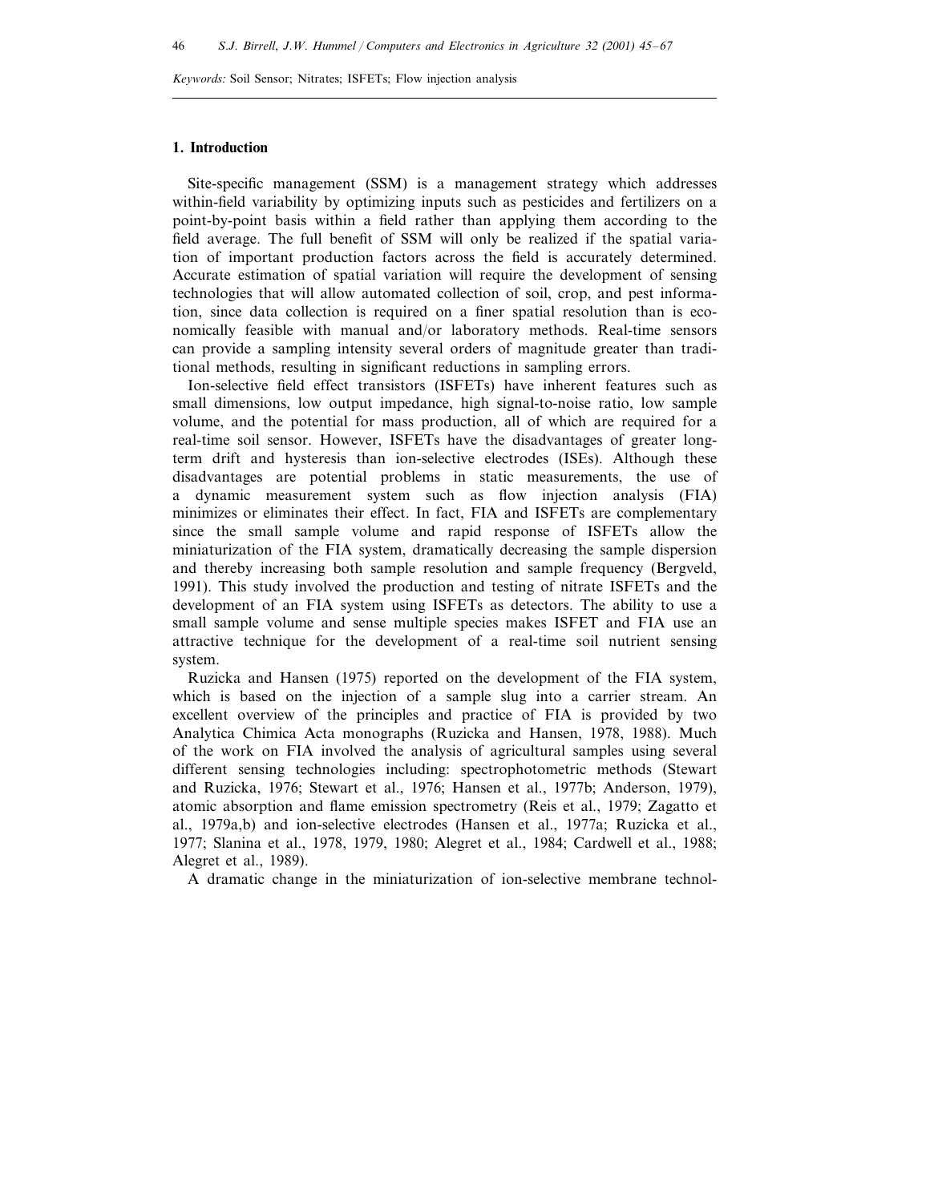*Keywords:* Soil Sensor; Nitrates; ISFETs; Flow injection analysis

## 1. Introduction

Site-specific management (SSM) is a management strategy which addresses within-field variability by optimizing inputs such as pesticides and fertilizers on a point-by-point basis within a field rather than applying them according to the field average. The full benefit of SSM will only be realized if the spatial variation of important production factors across the field is accurately determined. Accurate estimation of spatial variation will require the development of sensing technologies that will allow automated collection of soil, crop, and pest information, since data collection is required on a finer spatial resolution than is economically feasible with manual and/or laboratory methods. Real-time sensors can provide a sampling intensity several orders of magnitude greater than traditional methods, resulting in significant reductions in sampling errors.

Ion-selective field effect transistors (ISFETs) have inherent features such as small dimensions, low output impedance, high signal-to-noise ratio, low sample volume, and the potential for mass production, all of which are required for a real-time soil sensor. However, ISFETs have the disadvantages of greater long-term drift and hysteresis than ion-selective electrodes (ISEs). Although these disadvantages are potential problems in static measurements, the use of a dynamic measurement system such as flow injection analysis (FIA) minimizes or eliminates their effect. In fact, FIA and ISFETs are complementary since the small sample volume and rapid response of ISFETs allow the miniaturization of the FIA system, dramatically decreasing the sample dispersion and thereby increasing both sample resolution and sample frequency (Bergveld, 1991). This study involved the production and testing of nitrate ISFETs and the development of an FIA system using ISFETs as detectors. The ability to use a small sample volume and sense multiple species makes ISFET and FIA use an attractive technique for the development of a real-time soil nutrient sensing system.

Ruzicka and Hansen (1975) reported on the development of the FIA system, which is based on the injection of a sample slug into a carrier stream. An excellent overview of the principles and practice of FIA is provided by two Analytica Chimica Acta monographs (Ruzicka and Hansen, 1978, 1988). Much of the work on FIA involved the analysis of agricultural samples using several different sensing technologies including: spectrophotometric methods (Stewart and Ruzicka, 1976; Stewart et al., 1976; Hansen et al., 1977b; Anderson, 1979), atomic absorption and flame emission spectrometry (Reis et al., 1979; Zagatto et al., 1979a,b) and ion-selective electrodes (Hansen et al., 1977a; Ruzicka et al., 1977; Slanina et al., 1978, 1979, 1980; Alegret et al., 1984; Cardwell et al., 1988; Alegret et al., 1989).

A dramatic change in the miniaturization of ion-selective membrane technol-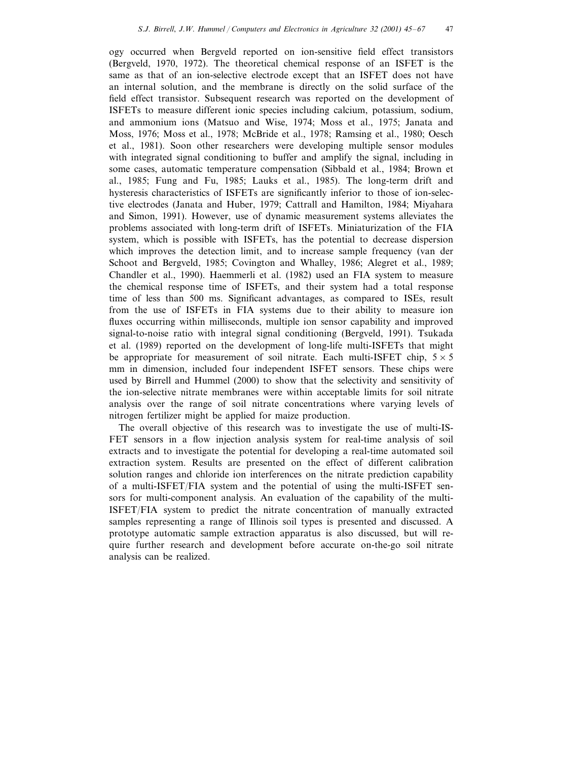ogy occurred when Bergveld reported on ion-sensitive field effect transistors (Bergveld, 1970, 1972). The theoretical chemical response of an ISFET is the same as that of an ion-selective electrode except that an ISFET does not have an internal solution, and the membrane is directly on the solid surface of the field effect transistor. Subsequent research was reported on the development of ISFETs to measure different ionic species including calcium, potassium, sodium, and ammonium ions (Matsuo and Wise, 1974; Moss et al., 1975; Janata and Moss, 1976; Moss et al., 1978; McBride et al., 1978; Ramsing et al., 1980; Oesch et al., 1981). Soon other researchers were developing multiple sensor modules with integrated signal conditioning to buffer and amplify the signal, including in some cases, automatic temperature compensation (Sibbald et al., 1984; Brown et al., 1985; Fung and Fu, 1985; Lauks et al., 1985). The long-term drift and hysteresis characteristics of ISFETs are significantly inferior to those of ion-selective electrodes (Janata and Huber, 1979; Cattrall and Hamilton, 1984; Miyahara and Simon, 1991). However, use of dynamic measurement systems alleviates the problems associated with long-term drift of ISFETs. Miniaturization of the FIA system, which is possible with ISFETs, has the potential to decrease dispersion which improves the detection limit, and to increase sample frequency (van der Schoot and Bergveld, 1985; Covington and Whalley, 1986; Alegret et al., 1989; Chandler et al., 1990). Haemmerli et al. (1982) used an FIA system to measure the chemical response time of ISFETs, and their system had a total response time of less than 500 ms. Significant advantages, as compared to ISEs, result from the use of ISFETs in FIA systems due to their ability to measure ion fluxes occurring within milliseconds, multiple ion sensor capability and improved signal-to-noise ratio with integral signal conditioning (Bergveld, 1991). Tsukada et al. (1989) reported on the development of long-life multi-ISFETs that might be appropriate for measurement of soil nitrate. Each multi-ISFET chip, $5 \times 5$ mm in dimension, included four independent ISFET sensors. These chips were used by Birrell and Hummel (2000) to show that the selectivity and sensitivity of the ion-selective nitrate membranes were within acceptable limits for soil nitrate analysis over the range of soil nitrate concentrations where varying levels of nitrogen fertilizer might be applied for maize production.

The overall objective of this research was to investigate the use of multi-ISFET sensors in a flow injection analysis system for real-time analysis of soil extracts and to investigate the potential for developing a real-time automated soil extraction system. Results are presented on the effect of different calibration solution ranges and chloride ion interferences on the nitrate prediction capability of a multi-ISFET/FIA system and the potential of using the multi-ISFET sensors for multi-component analysis. An evaluation of the capability of the multi-ISFET/FIA system to predict the nitrate concentration of manually extracted samples representing a range of Illinois soil types is presented and discussed. A prototype automatic sample extraction apparatus is also discussed, but will require further research and development before accurate on-the-go soil nitrate analysis can be realized.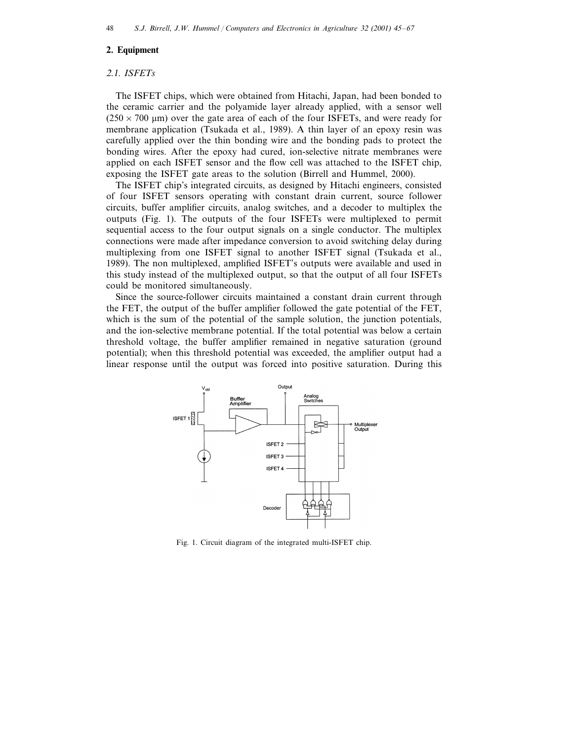## 2. Equipment

### 2.1. ISFETs

The ISFET chips, which were obtained from Hitachi, Japan, had been bonded to the ceramic carrier and the polyamide layer already applied, with a sensor well ($250 \times 700$ μm) over the gate area of each of the four ISFETs, and were ready for membrane application (Tsukada et al., 1989). A thin layer of an epoxy resin was carefully applied over the thin bonding wire and the bonding pads to protect the bonding wires. After the epoxy had cured, ion-selective nitrate membranes were applied on each ISFET sensor and the flow cell was attached to the ISFET chip, exposing the ISFET gate areas to the solution (Birrell and Hummel, 2000).

The ISFET chip's integrated circuits, as designed by Hitachi engineers, consisted of four ISFET sensors operating with constant drain current, source follower circuits, buffer amplifier circuits, analog switches, and a decoder to multiplex the outputs (Fig. 1). The outputs of the four ISFETs were multiplexed to permit sequential access to the four output signals on a single conductor. The multiplex connections were made after impedance conversion to avoid switching delay during multiplexing from one ISFET signal to another ISFET signal (Tsukada et al., 1989). The non multiplexed, amplified ISFET's outputs were available and used in this study instead of the multiplexed output, so that the output of all four ISFETs could be monitored simultaneously.

Since the source-follower circuits maintained a constant drain current through the FET, the output of the buffer amplifier followed the gate potential of the FET, which is the sum of the potential of the sample solution, the junction potentials, and the ion-selective membrane potential. If the total potential was below a certain threshold voltage, the buffer amplifier remained in negative saturation (ground potential); when this threshold potential was exceeded, the amplifier output had a linear response until the output was forced into positive saturation. During this

Fig. 1. Circuit diagram of the integrated multi-ISFET chip.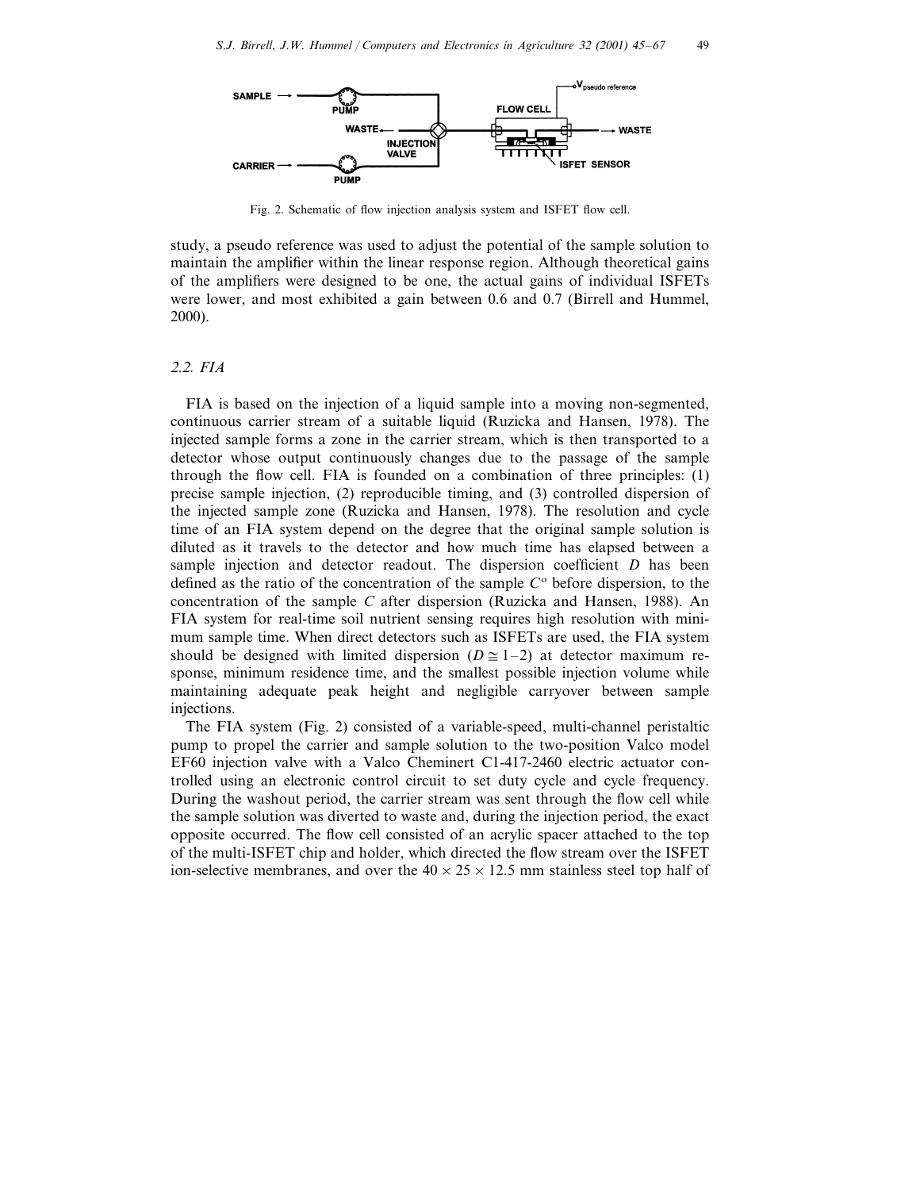Fig. 2. Schematic of flow injection analysis system and ISFET flow cell.

study, a pseudo reference was used to adjust the potential of the sample solution to maintain the amplifier within the linear response region. Although theoretical gains of the amplifiers were designed to be one, the actual gains of individual ISFETs were lower, and most exhibited a gain between 0.6 and 0.7 (Birrell and Hummel, 2000).

### 2.2. FIA

FIA is based on the injection of a liquid sample into a moving non-segmented, continuous carrier stream of a suitable liquid (Ruzicka and Hansen, 1978). The injected sample forms a zone in the carrier stream, which is then transported to a detector whose output continuously changes due to the passage of the sample through the flow cell. FIA is founded on a combination of three principles: (1) precise sample injection, (2) reproducible timing, and (3) controlled dispersion of the injected sample zone (Ruzicka and Hansen, 1978). The resolution and cycle time of an FIA system depend on the degree that the original sample solution is diluted as it travels to the detector and how much time has elapsed between a sample injection and detector readout. The dispersion coefficient $D$ has been defined as the ratio of the concentration of the sample $C^{o}$ before dispersion, to the concentration of the sample $C$ after dispersion (Ruzicka and Hansen, 1988). An FIA system for real-time soil nutrient sensing requires high resolution with minimum sample time. When direct detectors such as ISFETs are used, the FIA system should be designed with limited dispersion ($D \cong 1$–$2$) at detector maximum response, minimum residence time, and the smallest possible injection volume while maintaining adequate peak height and negligible carryover between sample injections.

The FIA system (Fig. 2) consisted of a variable-speed, multi-channel peristaltic pump to propel the carrier and sample solution to the two-position Valco model EF60 injection valve with a Valco Cheminert C1-417-2460 electric actuator controlled using an electronic control circuit to set duty cycle and cycle frequency. During the washout period, the carrier stream was sent through the flow cell while the sample solution was diverted to waste and, during the injection period, the exact opposite occurred. The flow cell consisted of an acrylic spacer attached to the top of the multi-ISFET chip and holder, which directed the flow stream over the ISFET ion-selective membranes, and over the $40 \times 25 \times 12.5$ mm stainless steel top half of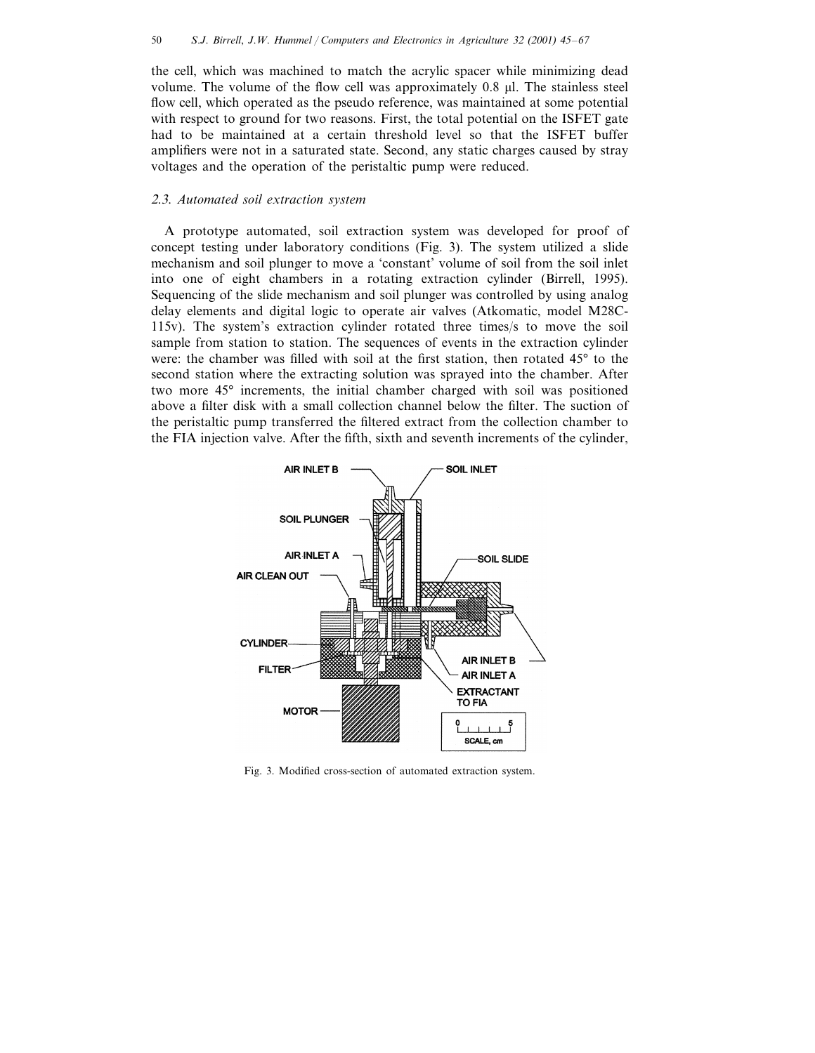the cell, which was machined to match the acrylic spacer while minimizing dead volume. The volume of the flow cell was approximately 0.8 μl. The stainless steel flow cell, which operated as the pseudo reference, was maintained at some potential with respect to ground for two reasons. First, the total potential on the ISFET gate had to be maintained at a certain threshold level so that the ISFET buffer amplifiers were not in a saturated state. Second, any static charges caused by stray voltages and the operation of the peristaltic pump were reduced.

### *2.3. Automated soil extraction system*

A prototype automated, soil extraction system was developed for proof of concept testing under laboratory conditions (Fig. 3). The system utilized a slide mechanism and soil plunger to move a 'constant' volume of soil from the soil inlet into one of eight chambers in a rotating extraction cylinder (Birrell, 1995). Sequencing of the slide mechanism and soil plunger was controlled by using analog delay elements and digital logic to operate air valves (Atkomatic, model M28C-115v). The system's extraction cylinder rotated three times/s to move the soil sample from station to station. The sequences of events in the extraction cylinder were: the chamber was filled with soil at the first station, then rotated 45° to the second station where the extracting solution was sprayed into the chamber. After two more 45° increments, the initial chamber charged with soil was positioned above a filter disk with a small collection channel below the filter. The suction of the peristaltic pump transferred the filtered extract from the collection chamber to the FIA injection valve. After the fifth, sixth and seventh increments of the cylinder,

Fig. 3. Modified cross-section of automated extraction system.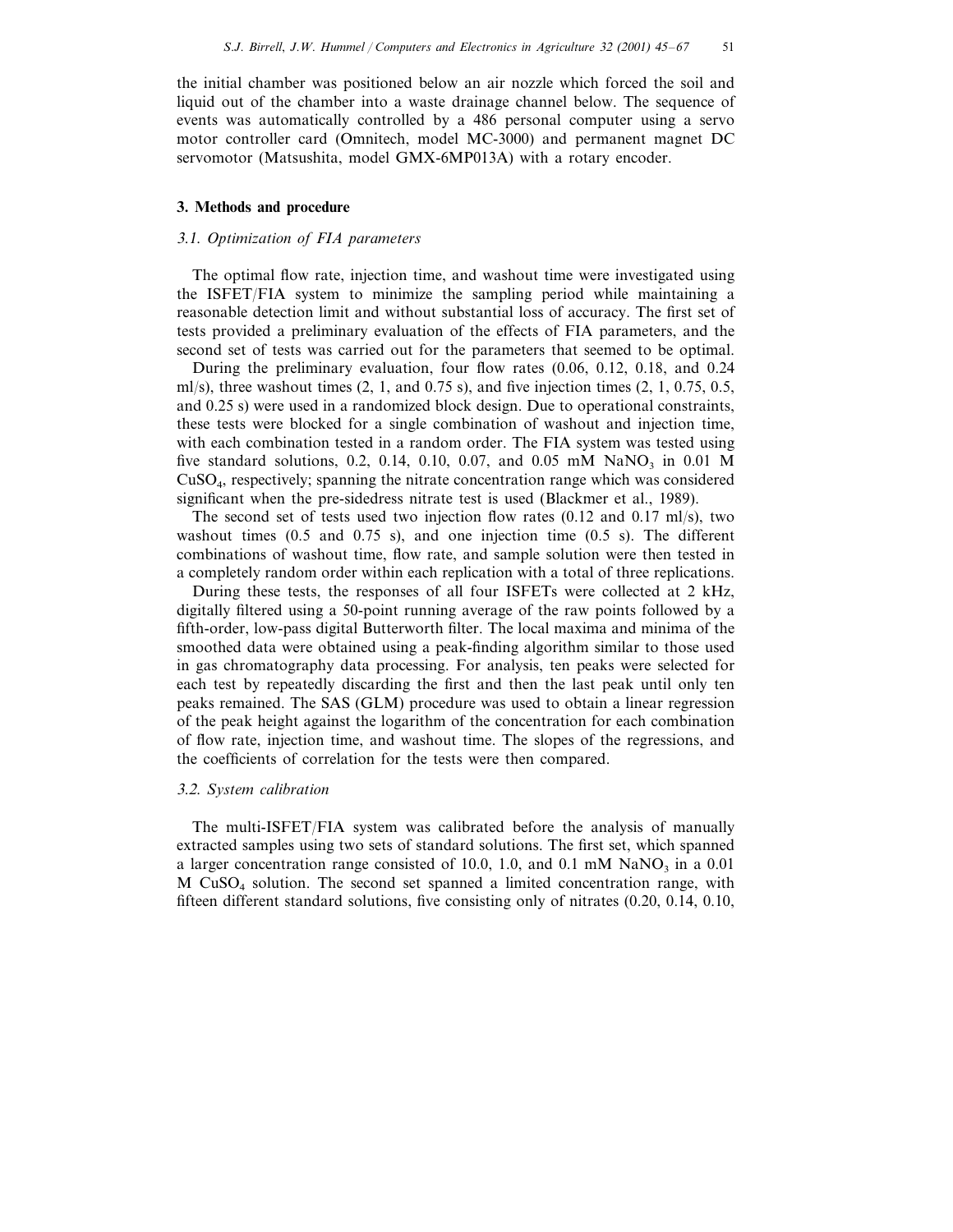the initial chamber was positioned below an air nozzle which forced the soil and liquid out of the chamber into a waste drainage channel below. The sequence of events was automatically controlled by a 486 personal computer using a servo motor controller card (Omnitech, model MC-3000) and permanent magnet DC servomotor (Matsushita, model GMX-6MP013A) with a rotary encoder.

## 3. Methods and procedure

### *3.1. Optimization of FIA parameters*

The optimal flow rate, injection time, and washout time were investigated using the ISFET/FIA system to minimize the sampling period while maintaining a reasonable detection limit and without substantial loss of accuracy. The first set of tests provided a preliminary evaluation of the effects of FIA parameters, and the second set of tests was carried out for the parameters that seemed to be optimal.

During the preliminary evaluation, four flow rates (0.06, 0.12, 0.18, and 0.24 ml/s), three washout times (2, 1, and 0.75 s), and five injection times (2, 1, 0.75, 0.5, and 0.25 s) were used in a randomized block design. Due to operational constraints, these tests were blocked for a single combination of washout and injection time, with each combination tested in a random order. The FIA system was tested using five standard solutions, 0.2, 0.14, 0.10, 0.07, and 0.05 mM $NaNO_3$ in 0.01 M $CuSO_4$, respectively; spanning the nitrate concentration range which was considered significant when the pre-sidedress nitrate test is used (Blackmer et al., 1989).

The second set of tests used two injection flow rates (0.12 and 0.17 ml/s), two washout times (0.5 and 0.75 s), and one injection time (0.5 s). The different combinations of washout time, flow rate, and sample solution were then tested in a completely random order within each replication with a total of three replications.

During these tests, the responses of all four ISFETs were collected at 2 kHz, digitally filtered using a 50-point running average of the raw points followed by a fifth-order, low-pass digital Butterworth filter. The local maxima and minima of the smoothed data were obtained using a peak-finding algorithm similar to those used in gas chromatography data processing. For analysis, ten peaks were selected for each test by repeatedly discarding the first and then the last peak until only ten peaks remained. The SAS (GLM) procedure was used to obtain a linear regression of the peak height against the logarithm of the concentration for each combination of flow rate, injection time, and washout time. The slopes of the regressions, and the coefficients of correlation for the tests were then compared.

### *3.2. System calibration*

The multi-ISFET/FIA system was calibrated before the analysis of manually extracted samples using two sets of standard solutions. The first set, which spanned a larger concentration range consisted of 10.0, 1.0, and 0.1 mM $NaNO_3$ in a 0.01 M $CuSO_4$ solution. The second set spanned a limited concentration range, with fifteen different standard solutions, five consisting only of nitrates (0.20, 0.14, 0.10,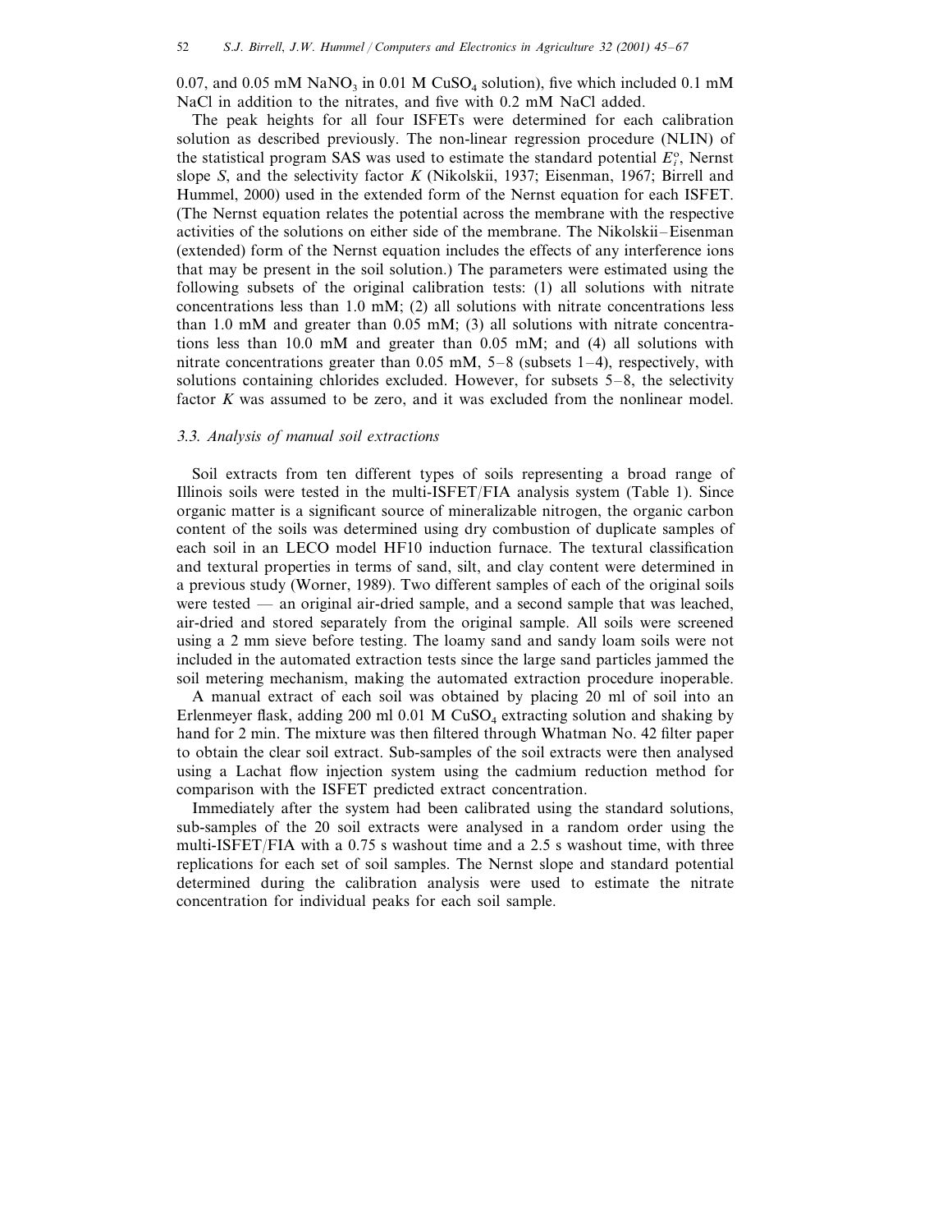0.07, and 0.05 mM $NaNO_3$ in 0.01 M $CuSO_4$ solution), five which included 0.1 mM NaCl in addition to the nitrates, and five with 0.2 mM NaCl added.

The peak heights for all four ISFETs were determined for each calibration solution as described previously. The non-linear regression procedure (NLIN) of the statistical program SAS was used to estimate the standard potential $E_i^o$, Nernst slope $S$, and the selectivity factor $K$ (Nikolskii, 1937; Eisenman, 1967; Birrell and Hummel, 2000) used in the extended form of the Nernst equation for each ISFET. (The Nernst equation relates the potential across the membrane with the respective activities of the solutions on either side of the membrane. The Nikolskii–Eisenman (extended) form of the Nernst equation includes the effects of any interference ions that may be present in the soil solution.) The parameters were estimated using the following subsets of the original calibration tests: (1) all solutions with nitrate concentrations less than 1.0 mM; (2) all solutions with nitrate concentrations less than 1.0 mM and greater than 0.05 mM; (3) all solutions with nitrate concentrations less than 10.0 mM and greater than 0.05 mM; and (4) all solutions with nitrate concentrations greater than 0.05 mM, 5–8 (subsets 1–4), respectively, with solutions containing chlorides excluded. However, for subsets 5–8, the selectivity factor $K$ was assumed to be zero, and it was excluded from the nonlinear model.

### 3.3. Analysis of manual soil extractions

Soil extracts from ten different types of soils representing a broad range of Illinois soils were tested in the multi-ISFET/FIA analysis system (Table 1). Since organic matter is a significant source of mineralizable nitrogen, the organic carbon content of the soils was determined using dry combustion of duplicate samples of each soil in an LECO model HF10 induction furnace. The textural classification and textural properties in terms of sand, silt, and clay content were determined in a previous study (Worner, 1989). Two different samples of each of the original soils were tested — an original air-dried sample, and a second sample that was leached, air-dried and stored separately from the original sample. All soils were screened using a 2 mm sieve before testing. The loamy sand and sandy loam soils were not included in the automated extraction tests since the large sand particles jammed the soil metering mechanism, making the automated extraction procedure inoperable.

A manual extract of each soil was obtained by placing 20 ml of soil into an Erlenmeyer flask, adding 200 ml 0.01 M $CuSO_4$ extracting solution and shaking by hand for 2 min. The mixture was then filtered through Whatman No. 42 filter paper to obtain the clear soil extract. Sub-samples of the soil extracts were then analysed using a Lachat flow injection system using the cadmium reduction method for comparison with the ISFET predicted extract concentration.

Immediately after the system had been calibrated using the standard solutions, sub-samples of the 20 soil extracts were analysed in a random order using the multi-ISFET/FIA with a 0.75 s washout time and a 2.5 s washout time, with three replications for each set of soil samples. The Nernst slope and standard potential determined during the calibration analysis were used to estimate the nitrate concentration for individual peaks for each soil sample.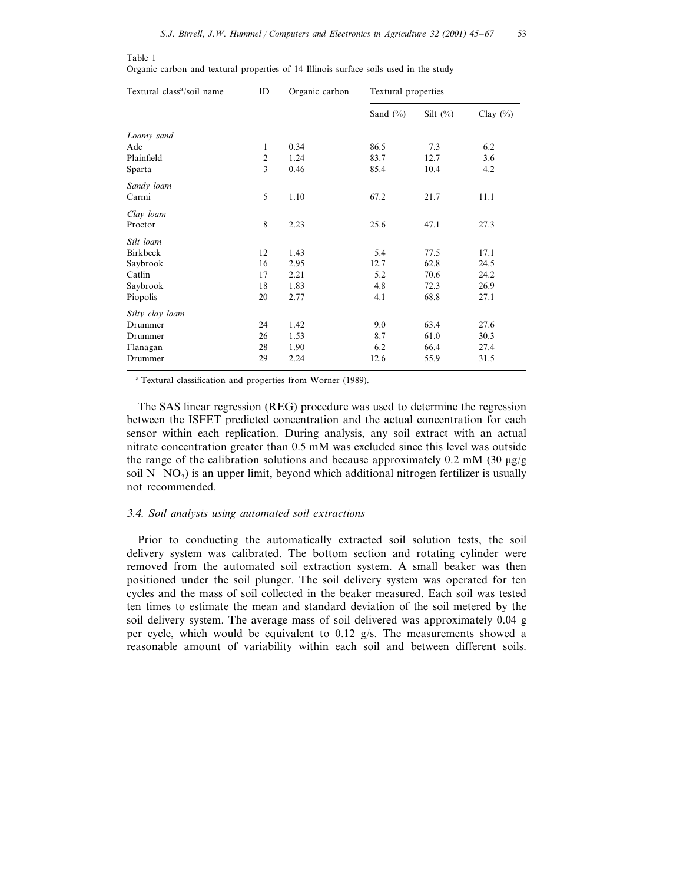Table 1
Organic carbon and textural properties of 14 Illinois surface soils used in the study

| Textural class[a]/soil name | ID | Organic carbon | Textural properties | | |
|---|---|---|---|---|---|
| | | | Sand (%) | Silt (%) | Clay (%) |
| *Loamy sand* | | | | | |
| Ade | 1 | 0.34 | 86.5 | 7.3 | 6.2 |
| Plainfield | 2 | 1.24 | 83.7 | 12.7 | 3.6 |
| Sparta | 3 | 0.46 | 85.4 | 10.4 | 4.2 |
| *Sandy loam* | | | | | |
| Carmi | 5 | 1.10 | 67.2 | 21.7 | 11.1 |
| *Clay loam* | | | | | |
| Proctor | 8 | 2.23 | 25.6 | 47.1 | 27.3 |
| *Silt loam* | | | | | |
| Birkbeck | 12 | 1.43 | 5.4 | 77.5 | 17.1 |
| Saybrook | 16 | 2.95 | 12.7 | 62.8 | 24.5 |
| Catlin | 17 | 2.21 | 5.2 | 70.6 | 24.2 |
| Saybrook | 18 | 1.83 | 4.8 | 72.3 | 26.9 |
| Piopolis | 20 | 2.77 | 4.1 | 68.8 | 27.1 |
| *Silty clay loam* | | | | | |
| Drummer | 24 | 1.42 | 9.0 | 63.4 | 27.6 |
| Drummer | 26 | 1.53 | 8.7 | 61.0 | 30.3 |
| Flanagan | 28 | 1.90 | 6.2 | 66.4 | 27.4 |
| Drummer | 29 | 2.24 | 12.6 | 55.9 | 31.5 |

[a] Textural classification and properties from Worner (1989).

The SAS linear regression (REG) procedure was used to determine the regression between the ISFET predicted concentration and the actual concentration for each sensor within each replication. During analysis, any soil extract with an actual nitrate concentration greater than 0.5 mM was excluded since this level was outside the range of the calibration solutions and because approximately 0.2 mM (30 μg/g soil $N-NO_3$) is an upper limit, beyond which additional nitrogen fertilizer is usually not recommended.

### *3.4. Soil analysis using automated soil extractions*

Prior to conducting the automatically extracted soil solution tests, the soil delivery system was calibrated. The bottom section and rotating cylinder were removed from the automated soil extraction system. A small beaker was then positioned under the soil plunger. The soil delivery system was operated for ten cycles and the mass of soil collected in the beaker measured. Each soil was tested ten times to estimate the mean and standard deviation of the soil metered by the soil delivery system. The average mass of soil delivered was approximately 0.04 g per cycle, which would be equivalent to 0.12 g/s. The measurements showed a reasonable amount of variability within each soil and between different soils.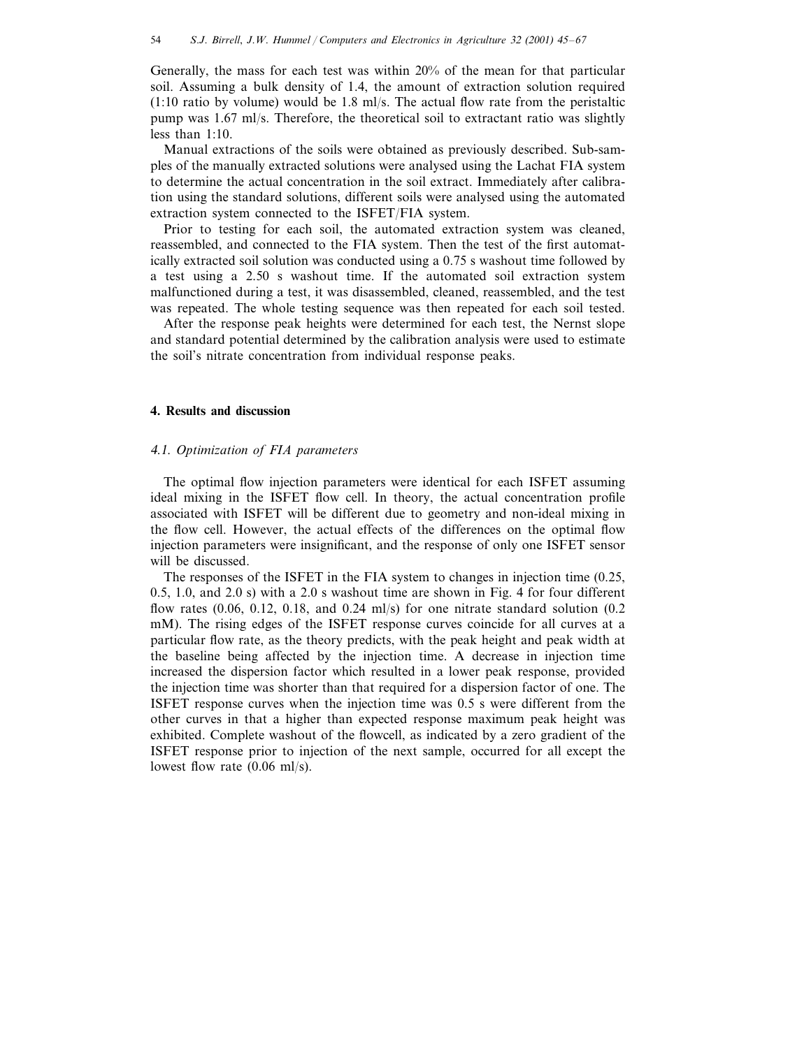Generally, the mass for each test was within 20% of the mean for that particular soil. Assuming a bulk density of 1.4, the amount of extraction solution required (1:10 ratio by volume) would be 1.8 ml/s. The actual flow rate from the peristaltic pump was 1.67 ml/s. Therefore, the theoretical soil to extractant ratio was slightly less than 1:10.

Manual extractions of the soils were obtained as previously described. Sub-samples of the manually extracted solutions were analysed using the Lachat FIA system to determine the actual concentration in the soil extract. Immediately after calibration using the standard solutions, different soils were analysed using the automated extraction system connected to the ISFET/FIA system.

Prior to testing for each soil, the automated extraction system was cleaned, reassembled, and connected to the FIA system. Then the test of the first automatically extracted soil solution was conducted using a 0.75 s washout time followed by a test using a 2.50 s washout time. If the automated soil extraction system malfunctioned during a test, it was disassembled, cleaned, reassembled, and the test was repeated. The whole testing sequence was then repeated for each soil tested.

After the response peak heights were determined for each test, the Nernst slope and standard potential determined by the calibration analysis were used to estimate the soil's nitrate concentration from individual response peaks.

## 4. Results and discussion

### 4.1. Optimization of FIA parameters

The optimal flow injection parameters were identical for each ISFET assuming ideal mixing in the ISFET flow cell. In theory, the actual concentration profile associated with ISFET will be different due to geometry and non-ideal mixing in the flow cell. However, the actual effects of the differences on the optimal flow injection parameters were insignificant, and the response of only one ISFET sensor will be discussed.

The responses of the ISFET in the FIA system to changes in injection time (0.25, 0.5, 1.0, and 2.0 s) with a 2.0 s washout time are shown in Fig. 4 for four different flow rates (0.06, 0.12, 0.18, and 0.24 ml/s) for one nitrate standard solution (0.2 mM). The rising edges of the ISFET response curves coincide for all curves at a particular flow rate, as the theory predicts, with the peak height and peak width at the baseline being affected by the injection time. A decrease in injection time increased the dispersion factor which resulted in a lower peak response, provided the injection time was shorter than that required for a dispersion factor of one. The ISFET response curves when the injection time was 0.5 s were different from the other curves in that a higher than expected response maximum peak height was exhibited. Complete washout of the flowcell, as indicated by a zero gradient of the ISFET response prior to injection of the next sample, occurred for all except the lowest flow rate (0.06 ml/s).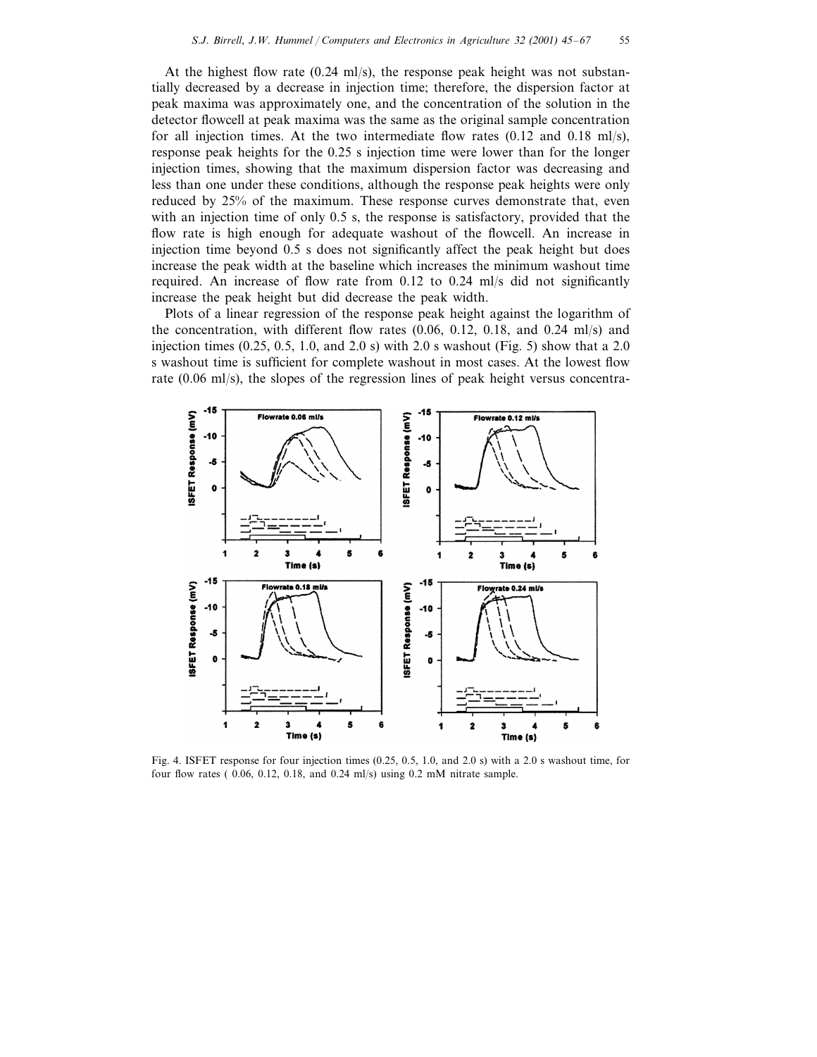At the highest flow rate (0.24 ml/s), the response peak height was not substantially decreased by a decrease in injection time; therefore, the dispersion factor at peak maxima was approximately one, and the concentration of the solution in the detector flowcell at peak maxima was the same as the original sample concentration for all injection times. At the two intermediate flow rates (0.12 and 0.18 ml/s), response peak heights for the 0.25 s injection time were lower than for the longer injection times, showing that the maximum dispersion factor was decreasing and less than one under these conditions, although the response peak heights were only reduced by 25% of the maximum. These response curves demonstrate that, even with an injection time of only 0.5 s, the response is satisfactory, provided that the flow rate is high enough for adequate washout of the flowcell. An increase in injection time beyond 0.5 s does not significantly affect the peak height but does increase the peak width at the baseline which increases the minimum washout time required. An increase of flow rate from 0.12 to 0.24 ml/s did not significantly increase the peak height but did decrease the peak width.

Plots of a linear regression of the response peak height against the logarithm of the concentration, with different flow rates (0.06, 0.12, 0.18, and 0.24 ml/s) and injection times (0.25, 0.5, 1.0, and 2.0 s) with 2.0 s washout (Fig. 5) show that a 2.0 s washout time is sufficient for complete washout in most cases. At the lowest flow rate (0.06 ml/s), the slopes of the regression lines of peak height versus concentra-

Fig. 4. ISFET response for four injection times (0.25, 0.5, 1.0, and 2.0 s) with a 2.0 s washout time, for four flow rates ( 0.06, 0.12, 0.18, and 0.24 ml/s) using 0.2 mM nitrate sample.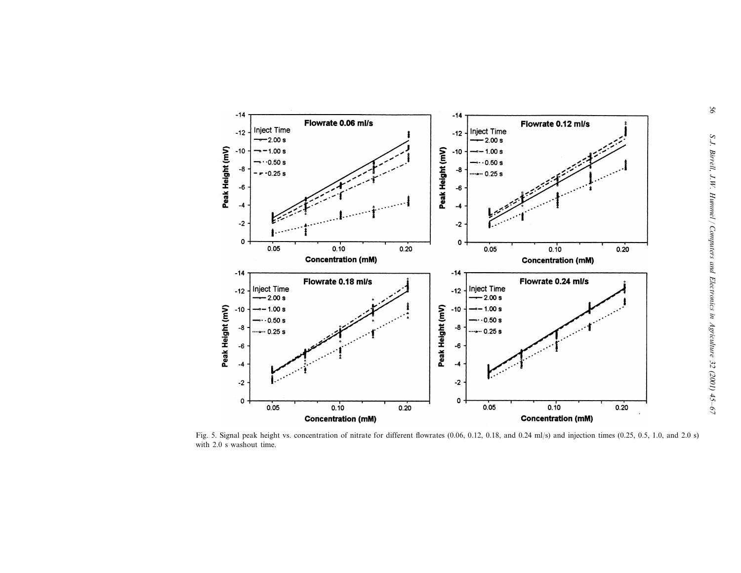Fig. 5. Signal peak height vs. concentration of nitrate for different flowrates (0.06, 0.12, 0.18, and 0.24 ml/s) and injection times (0.25, 0.5, 1.0, and 2.0 s) with 2.0 s washout time.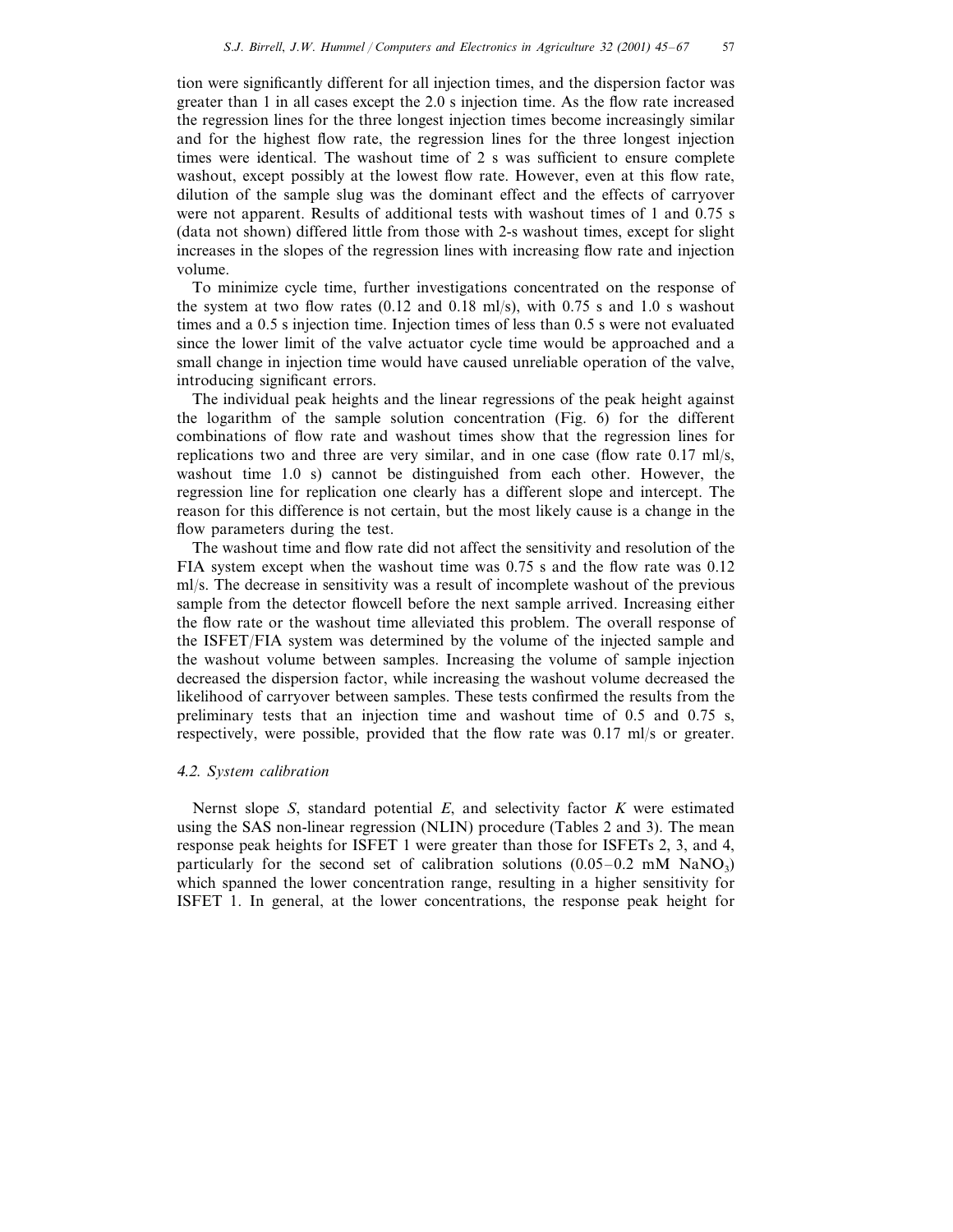tion were significantly different for all injection times, and the dispersion factor was greater than 1 in all cases except the 2.0 s injection time. As the flow rate increased the regression lines for the three longest injection times become increasingly similar and for the highest flow rate, the regression lines for the three longest injection times were identical. The washout time of 2 s was sufficient to ensure complete washout, except possibly at the lowest flow rate. However, even at this flow rate, dilution of the sample slug was the dominant effect and the effects of carryover were not apparent. Results of additional tests with washout times of 1 and 0.75 s (data not shown) differed little from those with 2-s washout times, except for slight increases in the slopes of the regression lines with increasing flow rate and injection volume.

To minimize cycle time, further investigations concentrated on the response of the system at two flow rates (0.12 and 0.18 ml/s), with 0.75 s and 1.0 s washout times and a 0.5 s injection time. Injection times of less than 0.5 s were not evaluated since the lower limit of the valve actuator cycle time would be approached and a small change in injection time would have caused unreliable operation of the valve, introducing significant errors.

The individual peak heights and the linear regressions of the peak height against the logarithm of the sample solution concentration (Fig. 6) for the different combinations of flow rate and washout times show that the regression lines for replications two and three are very similar, and in one case (flow rate 0.17 ml/s, washout time 1.0 s) cannot be distinguished from each other. However, the regression line for replication one clearly has a different slope and intercept. The reason for this difference is not certain, but the most likely cause is a change in the flow parameters during the test.

The washout time and flow rate did not affect the sensitivity and resolution of the FIA system except when the washout time was 0.75 s and the flow rate was 0.12 ml/s. The decrease in sensitivity was a result of incomplete washout of the previous sample from the detector flowcell before the next sample arrived. Increasing either the flow rate or the washout time alleviated this problem. The overall response of the ISFET/FIA system was determined by the volume of the injected sample and the washout volume between samples. Increasing the volume of sample injection decreased the dispersion factor, while increasing the washout volume decreased the likelihood of carryover between samples. These tests confirmed the results from the preliminary tests that an injection time and washout time of 0.5 and 0.75 s, respectively, were possible, provided that the flow rate was 0.17 ml/s or greater.

### 4.2. System calibration

Nernst slope $S$, standard potential $E$, and selectivity factor $K$ were estimated using the SAS non-linear regression (NLIN) procedure (Tables 2 and 3). The mean response peak heights for ISFET 1 were greater than those for ISFETs 2, 3, and 4, particularly for the second set of calibration solutions (0.05–0.2 mM $NaNO_3$) which spanned the lower concentration range, resulting in a higher sensitivity for ISFET 1. In general, at the lower concentrations, the response peak height for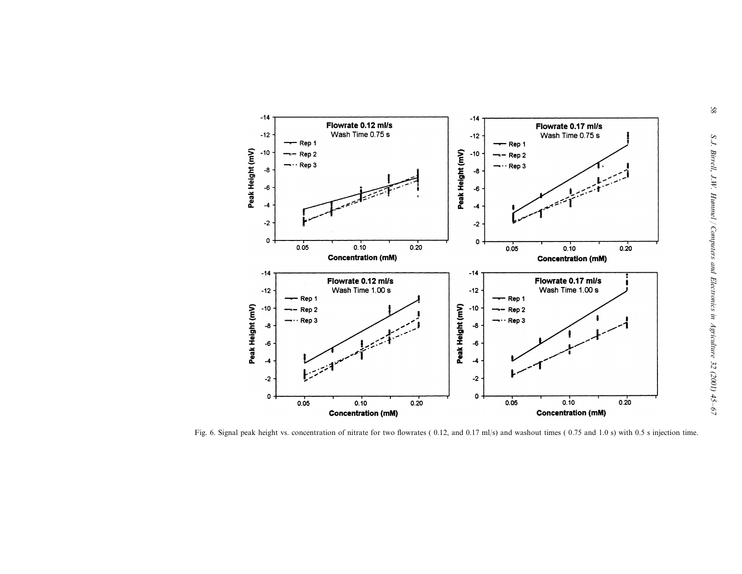Fig. 6. Signal peak height vs. concentration of nitrate for two flowrates ( 0.12, and 0.17 ml/s) and washout times ( 0.75 and 1.0 s) with 0.5 s injection time.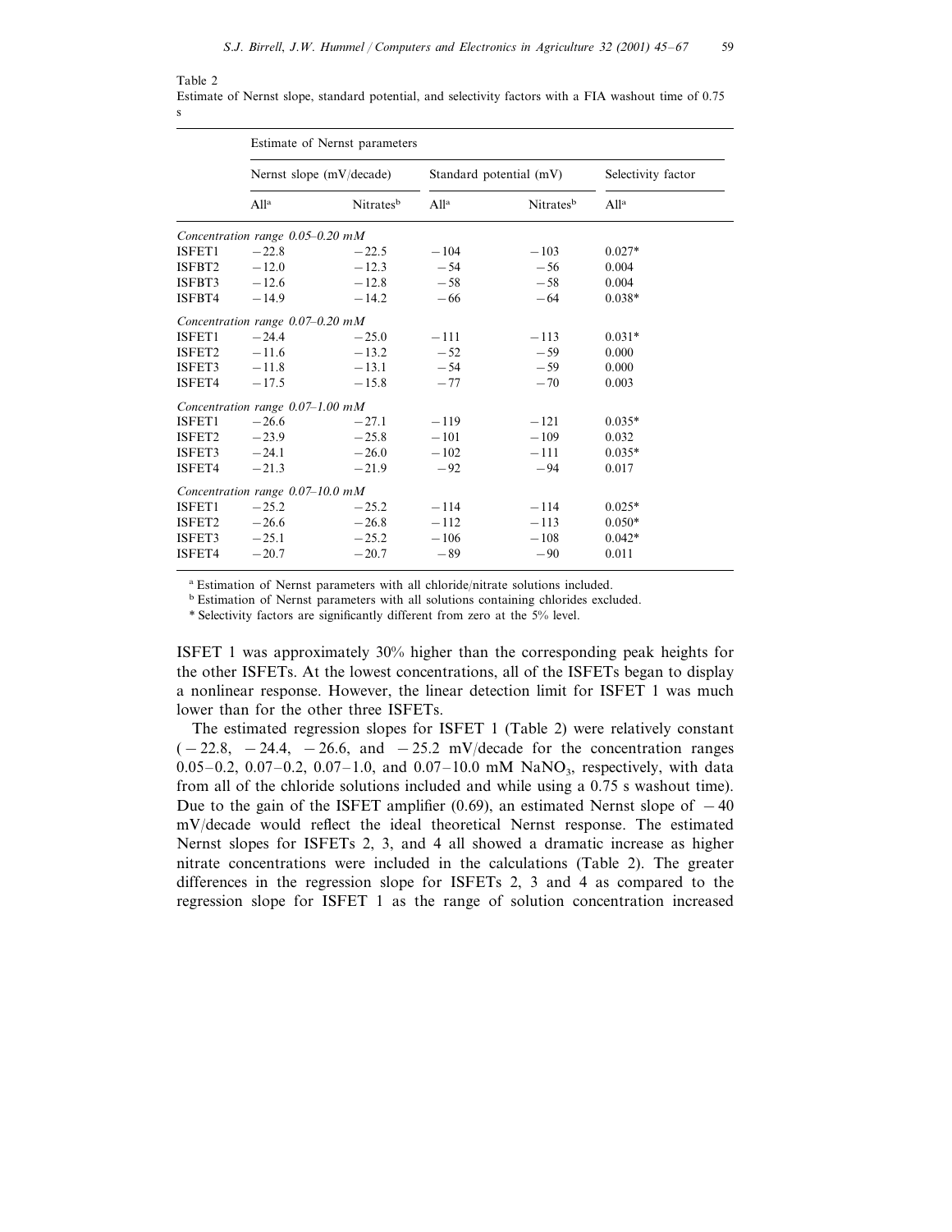Table 2

Estimate of Nernst slope, standard potential, and selectivity factors with a FIA washout time of 0.75 s

| | Estimate of Nernst parameters | | | | |
|---|---|---|---|---|---|
| | Nernst slope (mV/decade) | | Standard potential (mV) | | Selectivity factor |
| | All[a] | Nitrates[b] | All[a] | Nitrates[b] | All[a] |
| *Concentration range 0.05–0.20 mM* | | | | | |
| ISFET1 | −22.8 | −22.5 | −104 | −103 | 0.027* |
| ISFBT2 | −12.0 | −12.3 | −54 | −56 | 0.004 |
| ISFBT3 | −12.6 | −12.8 | −58 | −58 | 0.004 |
| ISFBT4 | −14.9 | −14.2 | −66 | −64 | 0.038* |
| *Concentration range 0.07–0.20 mM* | | | | | |
| ISFET1 | −24.4 | −25.0 | −111 | −113 | 0.031* |
| ISFET2 | −11.6 | −13.2 | −52 | −59 | 0.000 |
| ISFET3 | −11.8 | −13.1 | −54 | −59 | 0.000 |
| ISFET4 | −17.5 | −15.8 | −77 | −70 | 0.003 |
| *Concentration range 0.07–1.00 mM* | | | | | |
| ISFET1 | −26.6 | −27.1 | −119 | −121 | 0.035* |
| ISFET2 | −23.9 | −25.8 | −101 | −109 | 0.032 |
| ISFET3 | −24.1 | −26.0 | −102 | −111 | 0.035* |
| ISFET4 | −21.3 | −21.9 | −92 | −94 | 0.017 |
| *Concentration range 0.07–10.0 mM* | | | | | |
| ISFET1 | −25.2 | −25.2 | −114 | −114 | 0.025* |
| ISFET2 | −26.6 | −26.8 | −112 | −113 | 0.050* |
| ISFET3 | −25.1 | −25.2 | −106 | −108 | 0.042* |
| ISFET4 | −20.7 | −20.7 | −89 | −90 | 0.011 |

[a] Estimation of Nernst parameters with all chloride/nitrate solutions included.

[b] Estimation of Nernst parameters with all solutions containing chlorides excluded.

* Selectivity factors are significantly different from zero at the 5% level.

ISFET 1 was approximately 30% higher than the corresponding peak heights for the other ISFETs. At the lowest concentrations, all of the ISFETs began to display a nonlinear response. However, the linear detection limit for ISFET 1 was much lower than for the other three ISFETs.

The estimated regression slopes for ISFET 1 (Table 2) were relatively constant (−22.8, −24.4, −26.6, and −25.2 mV/decade for the concentration ranges 0.05–0.2, 0.07–0.2, 0.07–1.0, and 0.07–10.0 mM $NaNO_3$, respectively, with data from all of the chloride solutions included and while using a 0.75 s washout time). Due to the gain of the ISFET amplifier (0.69), an estimated Nernst slope of −40 mV/decade would reflect the ideal theoretical Nernst response. The estimated Nernst slopes for ISFETs 2, 3, and 4 all showed a dramatic increase as higher nitrate concentrations were included in the calculations (Table 2). The greater differences in the regression slope for ISFETs 2, 3 and 4 as compared to the regression slope for ISFET 1 as the range of solution concentration increased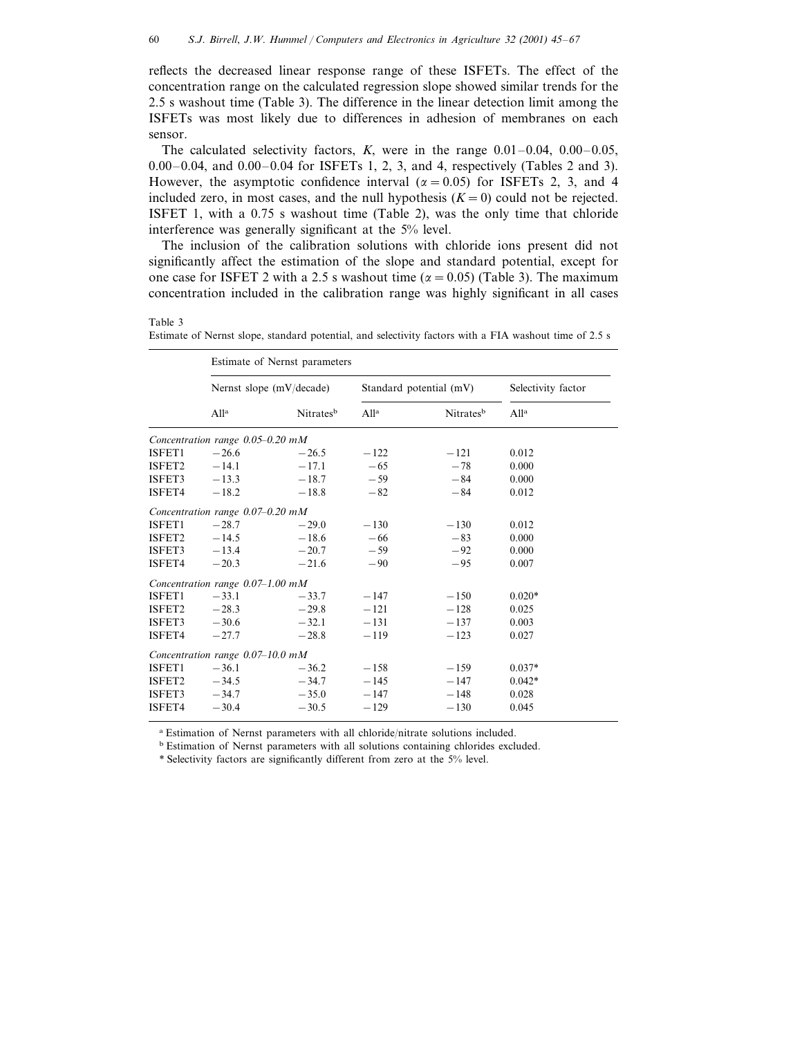reflects the decreased linear response range of these ISFETs. The effect of the concentration range on the calculated regression slope showed similar trends for the 2.5 s washout time (Table 3). The difference in the linear detection limit among the ISFETs was most likely due to differences in adhesion of membranes on each sensor.

The calculated selectivity factors, $K$, were in the range 0.01–0.04, 0.00–0.05, 0.00–0.04, and 0.00–0.04 for ISFETs 1, 2, 3, and 4, respectively (Tables 2 and 3). However, the asymptotic confidence interval ($\alpha = 0.05$) for ISFETs 2, 3, and 4 included zero, in most cases, and the null hypothesis ($K = 0$) could not be rejected. ISFET 1, with a 0.75 s washout time (Table 2), was the only time that chloride interference was generally significant at the 5% level.

The inclusion of the calibration solutions with chloride ions present did not significantly affect the estimation of the slope and standard potential, except for one case for ISFET 2 with a 2.5 s washout time ($\alpha = 0.05$) (Table 3). The maximum concentration included in the calibration range was highly significant in all cases

Table 3

Estimate of Nernst slope, standard potential, and selectivity factors with a FIA washout time of 2.5 s

| | Estimate of Nernst parameters | | | | |
|---|---|---|---|---|---|
| | Nernst slope (mV/decade) | | Standard potential (mV) | | Selectivity factor |
| | All[a] | Nitrates[b] | All[a] | Nitrates[b] | All[a] |
| *Concentration range 0.05–0.20 mM* | | | | | |
| ISFET1 | −26.6 | −26.5 | −122 | −121 | 0.012 |
| ISFET2 | −14.1 | −17.1 | −65 | −78 | 0.000 |
| ISFET3 | −13.3 | −18.7 | −59 | −84 | 0.000 |
| ISFET4 | −18.2 | −18.8 | −82 | −84 | 0.012 |
| *Concentration range 0.07–0.20 mM* | | | | | |
| ISFET1 | −28.7 | −29.0 | −130 | −130 | 0.012 |
| ISFET2 | −14.5 | −18.6 | −66 | −83 | 0.000 |
| ISFET3 | −13.4 | −20.7 | −59 | −92 | 0.000 |
| ISFET4 | −20.3 | −21.6 | −90 | −95 | 0.007 |
| *Concentration range 0.07–1.00 mM* | | | | | |
| ISFET1 | −33.1 | −33.7 | −147 | −150 | 0.020* |
| ISFET2 | −28.3 | −29.8 | −121 | −128 | 0.025 |
| ISFET3 | −30.6 | −32.1 | −131 | −137 | 0.003 |
| ISFET4 | −27.7 | −28.8 | −119 | −123 | 0.027 |
| *Concentration range 0.07–10.0 mM* | | | | | |
| ISFET1 | −36.1 | −36.2 | −158 | −159 | 0.037* |
| ISFET2 | −34.5 | −34.7 | −145 | −147 | 0.042* |
| ISFET3 | −34.7 | −35.0 | −147 | −148 | 0.028 |
| ISFET4 | −30.4 | −30.5 | −129 | −130 | 0.045 |

[a] Estimation of Nernst parameters with all chloride/nitrate solutions included.

[b] Estimation of Nernst parameters with all solutions containing chlorides excluded.

* Selectivity factors are significantly different from zero at the 5% level.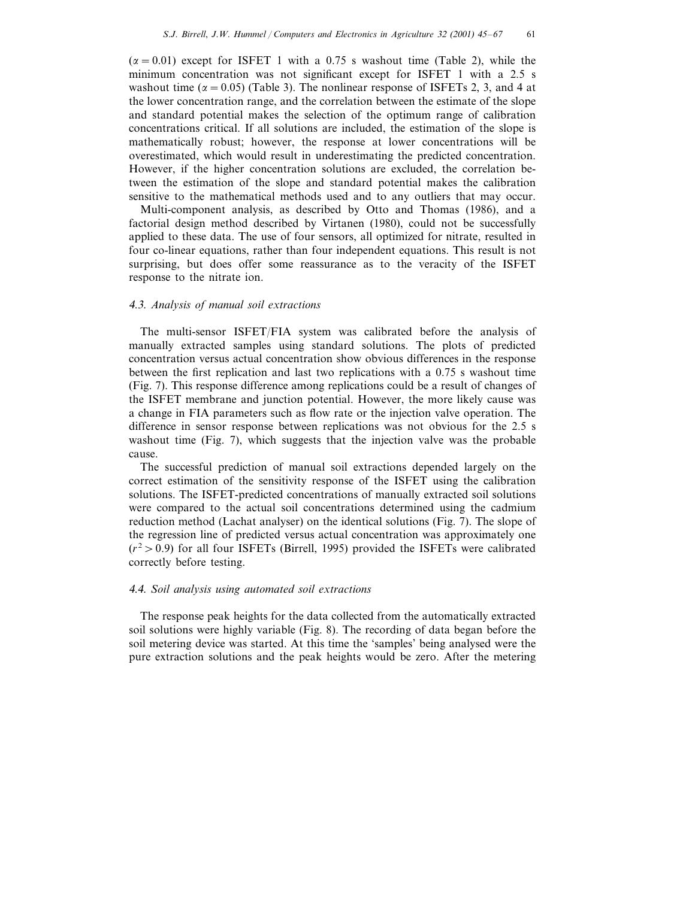($\alpha = 0.01$) except for ISFET 1 with a 0.75 s washout time (Table 2), while the minimum concentration was not significant except for ISFET 1 with a 2.5 s washout time ($\alpha = 0.05$) (Table 3). The nonlinear response of ISFETs 2, 3, and 4 at the lower concentration range, and the correlation between the estimate of the slope and standard potential makes the selection of the optimum range of calibration concentrations critical. If all solutions are included, the estimation of the slope is mathematically robust; however, the response at lower concentrations will be overestimated, which would result in underestimating the predicted concentration. However, if the higher concentration solutions are excluded, the correlation between the estimation of the slope and standard potential makes the calibration sensitive to the mathematical methods used and to any outliers that may occur.

Multi-component analysis, as described by Otto and Thomas (1986), and a factorial design method described by Virtanen (1980), could not be successfully applied to these data. The use of four sensors, all optimized for nitrate, resulted in four co-linear equations, rather than four independent equations. This result is not surprising, but does offer some reassurance as to the veracity of the ISFET response to the nitrate ion.

### *4.3. Analysis of manual soil extractions*

The multi-sensor ISFET/FIA system was calibrated before the analysis of manually extracted samples using standard solutions. The plots of predicted concentration versus actual concentration show obvious differences in the response between the first replication and last two replications with a 0.75 s washout time (Fig. 7). This response difference among replications could be a result of changes of the ISFET membrane and junction potential. However, the more likely cause was a change in FIA parameters such as flow rate or the injection valve operation. The difference in sensor response between replications was not obvious for the 2.5 s washout time (Fig. 7), which suggests that the injection valve was the probable cause.

The successful prediction of manual soil extractions depended largely on the correct estimation of the sensitivity response of the ISFET using the calibration solutions. The ISFET-predicted concentrations of manually extracted soil solutions were compared to the actual soil concentrations determined using the cadmium reduction method (Lachat analyser) on the identical solutions (Fig. 7). The slope of the regression line of predicted versus actual concentration was approximately one ($r^2 > 0.9$) for all four ISFETs (Birrell, 1995) provided the ISFETs were calibrated correctly before testing.

### *4.4. Soil analysis using automated soil extractions*

The response peak heights for the data collected from the automatically extracted soil solutions were highly variable (Fig. 8). The recording of data began before the soil metering device was started. At this time the 'samples' being analysed were the pure extraction solutions and the peak heights would be zero. After the metering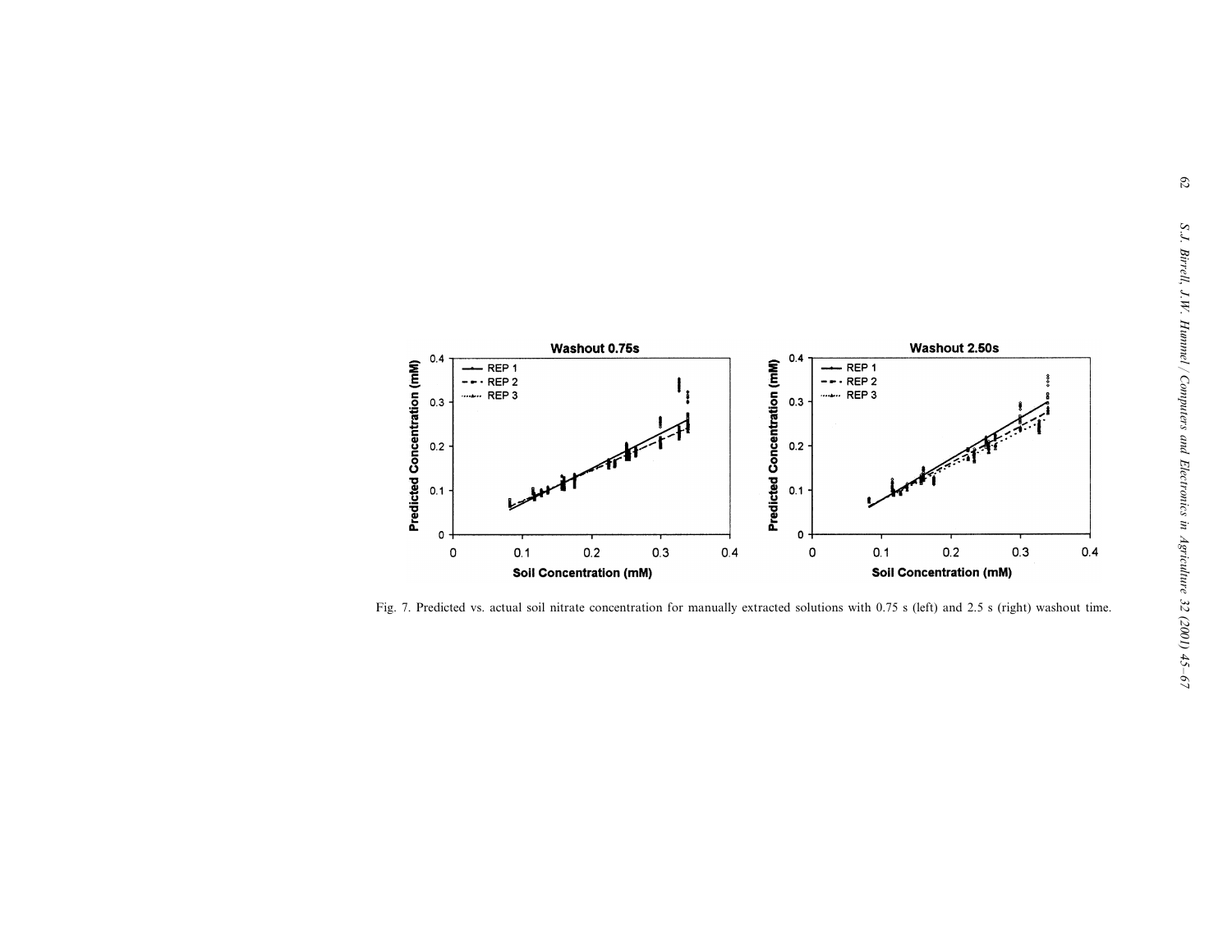Fig. 7. Predicted vs. actual soil nitrate concentration for manually extracted solutions with 0.75 s (left) and 2.5 s (right) washout time.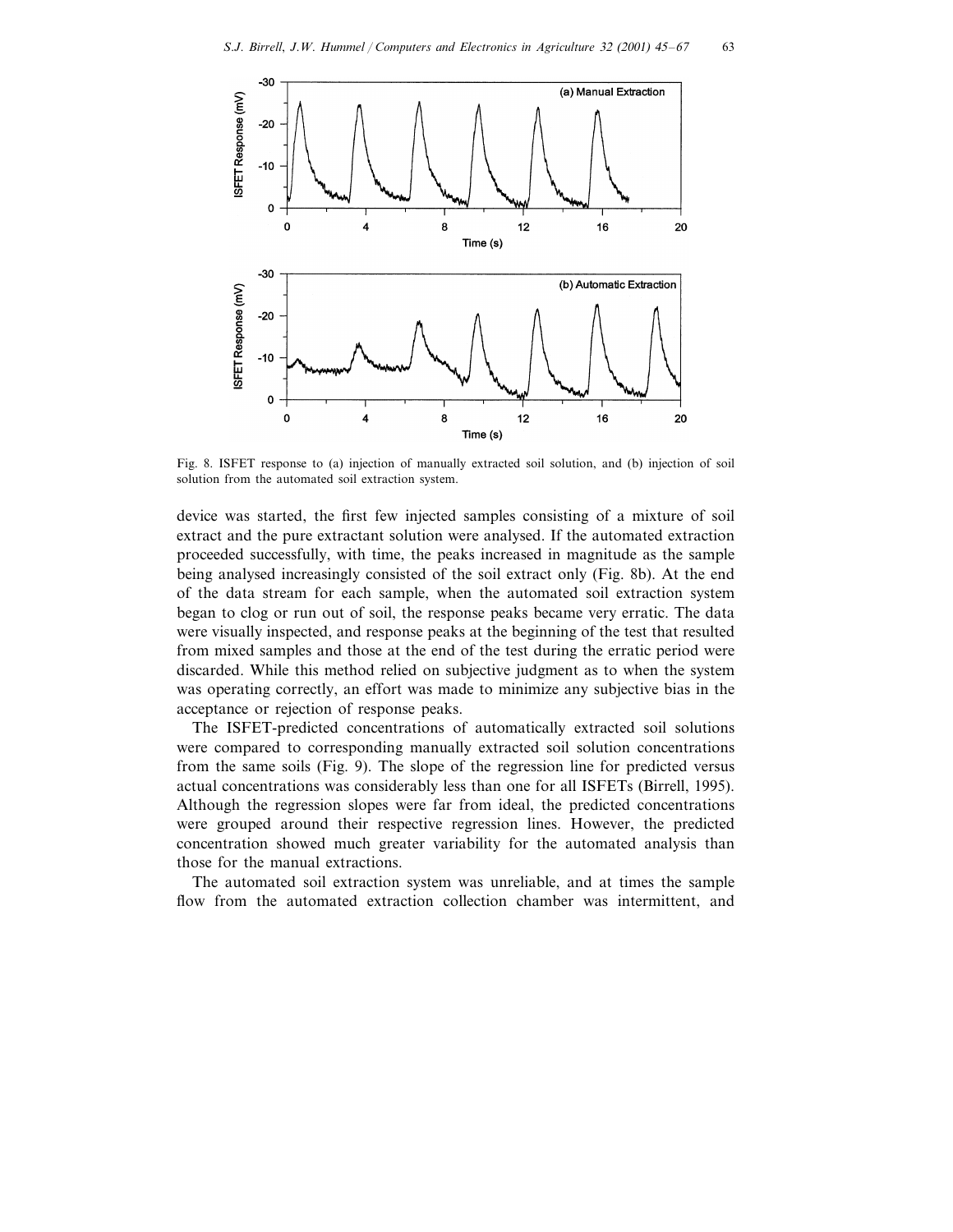Fig. 8. ISFET response to (a) injection of manually extracted soil solution, and (b) injection of soil solution from the automated soil extraction system.

device was started, the first few injected samples consisting of a mixture of soil extract and the pure extractant solution were analysed. If the automated extraction proceeded successfully, with time, the peaks increased in magnitude as the sample being analysed increasingly consisted of the soil extract only (Fig. 8b). At the end of the data stream for each sample, when the automated soil extraction system began to clog or run out of soil, the response peaks became very erratic. The data were visually inspected, and response peaks at the beginning of the test that resulted from mixed samples and those at the end of the test during the erratic period were discarded. While this method relied on subjective judgment as to when the system was operating correctly, an effort was made to minimize any subjective bias in the acceptance or rejection of response peaks.

The ISFET-predicted concentrations of automatically extracted soil solutions were compared to corresponding manually extracted soil solution concentrations from the same soils (Fig. 9). The slope of the regression line for predicted versus actual concentrations was considerably less than one for all ISFETs (Birrell, 1995). Although the regression slopes were far from ideal, the predicted concentrations were grouped around their respective regression lines. However, the predicted concentration showed much greater variability for the automated analysis than those for the manual extractions.

The automated soil extraction system was unreliable, and at times the sample flow from the automated extraction collection chamber was intermittent, and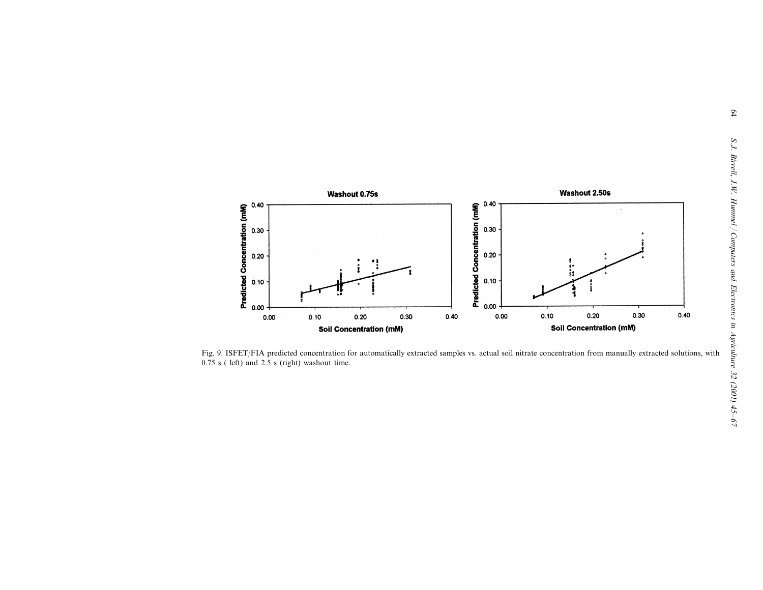Fig. 9. ISFET/FIA predicted concentration for automatically extracted samples vs. actual soil nitrate concentration from manually extracted solutions, with 0.75 s ( left) and 2.5 s (right) washout time.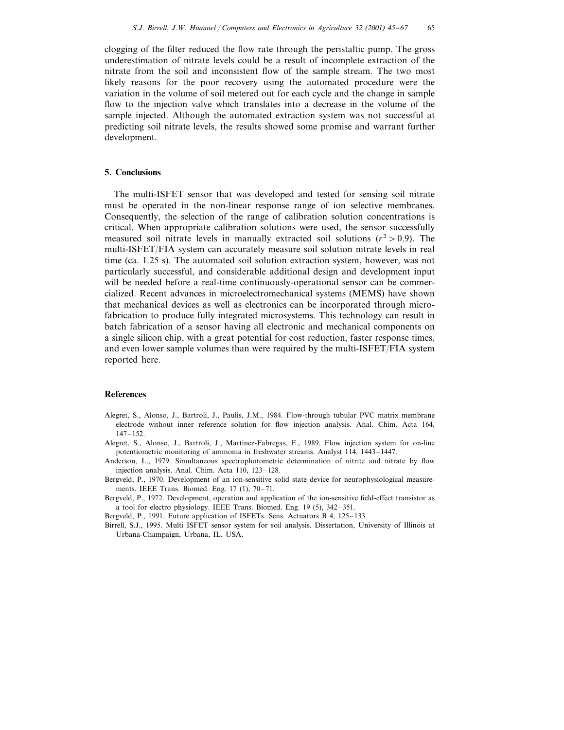clogging of the filter reduced the flow rate through the peristaltic pump. The gross underestimation of nitrate levels could be a result of incomplete extraction of the nitrate from the soil and inconsistent flow of the sample stream. The two most likely reasons for the poor recovery using the automated procedure were the variation in the volume of soil metered out for each cycle and the change in sample flow to the injection valve which translates into a decrease in the volume of the sample injected. Although the automated extraction system was not successful at predicting soil nitrate levels, the results showed some promise and warrant further development.

## 5. Conclusions

The multi-ISFET sensor that was developed and tested for sensing soil nitrate must be operated in the non-linear response range of ion selective membranes. Consequently, the selection of the range of calibration solution concentrations is critical. When appropriate calibration solutions were used, the sensor successfully measured soil nitrate levels in manually extracted soil solutions ($r^2 > 0.9$). The multi-ISFET/FIA system can accurately measure soil solution nitrate levels in real time (ca. 1.25 s). The automated soil solution extraction system, however, was not particularly successful, and considerable additional design and development input will be needed before a real-time continuously-operational sensor can be commercialized. Recent advances in microelectromechanical systems (MEMS) have shown that mechanical devices as well as electronics can be incorporated through microfabrication to produce fully integrated microsystems. This technology can result in batch fabrication of a sensor having all electronic and mechanical components on a single silicon chip, with a great potential for cost reduction, faster response times, and even lower sample volumes than were required by the multi-ISFET/FIA system reported here.

## References

Alegret, S., Alonso, J., Bartroli, J., Paulis, J.M., 1984. Flow-through tubular PVC matrix membrane electrode without inner reference solution for flow injection analysis. Anal. Chim. Acta 164, 147–152.

Alegret, S., Alonso, J., Bartroli, J., Martinez-Fabregas, E., 1989. Flow injection system for on-line potentiometric monitoring of ammonia in freshwater streams. Analyst 114, 1443–1447.

Anderson, L., 1979. Simultaneous spectrophotometric determination of nitrite and nitrate by flow injection analysis. Anal. Chim. Acta 110, 123–128.

Bergveld, P., 1970. Development of an ion-sensitive solid state device for neurophysiological measurements. IEEE Trans. Biomed. Eng. 17 (1), 70–71.

Bergveld, P., 1972. Development, operation and application of the ion-sensitive field-effect transistor as a tool for electro physiology. IEEE Trans. Biomed. Eng. 19 (5), 342–351.

Bergveld, P., 1991. Future application of ISFETs. Sens. Actuators B 4, 125–133.

Birrell, S.J., 1995. Multi ISFET sensor system for soil analysis. Dissertation, University of Illinois at Urbana-Champaign, Urbana, IL, USA.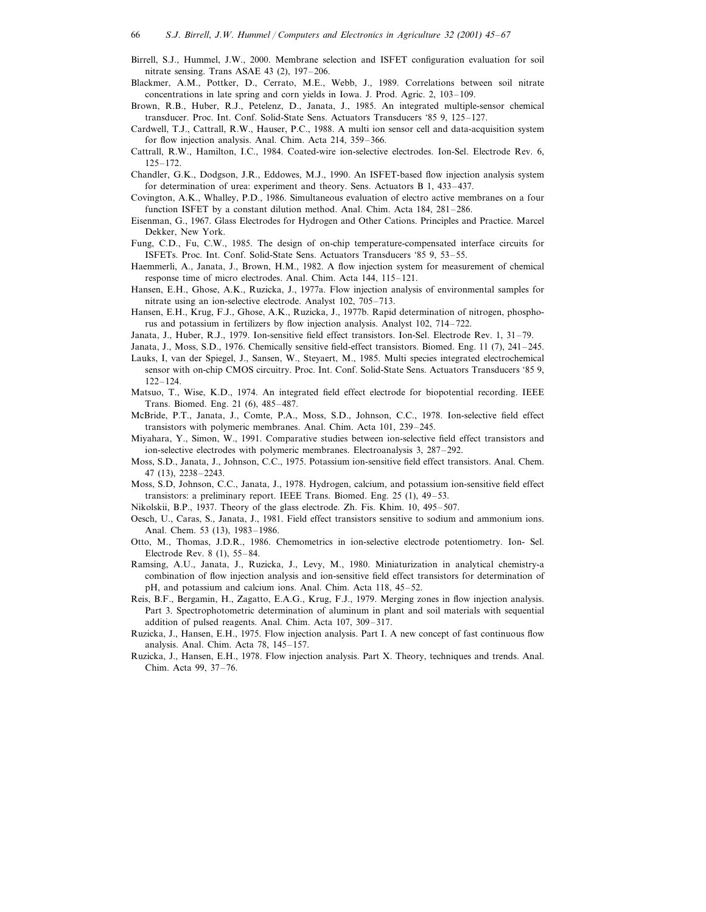Birrell, S.J., Hummel, J.W., 2000. Membrane selection and ISFET configuration evaluation for soil nitrate sensing. Trans ASAE 43 (2), 197–206.

Blackmer, A.M., Pottker, D., Cerrato, M.E., Webb, J., 1989. Correlations between soil nitrate concentrations in late spring and corn yields in Iowa. J. Prod. Agric. 2, 103–109.

Brown, R.B., Huber, R.J., Petelenz, D., Janata, J., 1985. An integrated multiple-sensor chemical transducer. Proc. Int. Conf. Solid-State Sens. Actuators Transducers '85 9, 125–127.

Cardwell, T.J., Cattrall, R.W., Hauser, P.C., 1988. A multi ion sensor cell and data-acquisition system for flow injection analysis. Anal. Chim. Acta 214, 359–366.

Cattrall, R.W., Hamilton, I.C., 1984. Coated-wire ion-selective electrodes. Ion-Sel. Electrode Rev. 6, 125–172.

Chandler, G.K., Dodgson, J.R., Eddowes, M.J., 1990. An ISFET-based flow injection analysis system for determination of urea: experiment and theory. Sens. Actuators B 1, 433–437.

Covington, A.K., Whalley, P.D., 1986. Simultaneous evaluation of electro active membranes on a four function ISFET by a constant dilution method. Anal. Chim. Acta 184, 281–286.

Eisenman, G., 1967. Glass Electrodes for Hydrogen and Other Cations. Principles and Practice. Marcel Dekker, New York.

Fung, C.D., Fu, C.W., 1985. The design of on-chip temperature-compensated interface circuits for ISFETs. Proc. Int. Conf. Solid-State Sens. Actuators Transducers '85 9, 53–55.

Haemmerli, A., Janata, J., Brown, H.M., 1982. A flow injection system for measurement of chemical response time of micro electrodes. Anal. Chim. Acta 144, 115–121.

Hansen, E.H., Ghose, A.K., Ruzicka, J., 1977a. Flow injection analysis of environmental samples for nitrate using an ion-selective electrode. Analyst 102, 705–713.

Hansen, E.H., Krug, F.J., Ghose, A.K., Ruzicka, J., 1977b. Rapid determination of nitrogen, phosphorus and potassium in fertilizers by flow injection analysis. Analyst 102, 714–722.

Janata, J., Huber, R.J., 1979. Ion-sensitive field effect transistors. Ion-Sel. Electrode Rev. 1, 31–79.

Janata, J., Moss, S.D., 1976. Chemically sensitive field-effect transistors. Biomed. Eng. 11 (7), 241–245.

Lauks, I, van der Spiegel, J., Sansen, W., Steyaert, M., 1985. Multi species integrated electrochemical sensor with on-chip CMOS circuitry. Proc. Int. Conf. Solid-State Sens. Actuators Transducers '85 9, 122–124.

Matsuo, T., Wise, K.D., 1974. An integrated field effect electrode for biopotential recording. IEEE Trans. Biomed. Eng. 21 (6), 485–487.

McBride, P.T., Janata, J., Comte, P.A., Moss, S.D., Johnson, C.C., 1978. Ion-selective field effect transistors with polymeric membranes. Anal. Chim. Acta 101, 239–245.

Miyahara, Y., Simon, W., 1991. Comparative studies between ion-selective field effect transistors and ion-selective electrodes with polymeric membranes. Electroanalysis 3, 287–292.

Moss, S.D., Janata, J., Johnson, C.C., 1975. Potassium ion-sensitive field effect transistors. Anal. Chem. 47 (13), 2238–2243.

Moss, S.D, Johnson, C.C., Janata, J., 1978. Hydrogen, calcium, and potassium ion-sensitive field effect transistors: a preliminary report. IEEE Trans. Biomed. Eng. 25 (1), 49–53.

Nikolskii, B.P., 1937. Theory of the glass electrode. Zh. Fis. Khim. 10, 495–507.

Oesch, U., Caras, S., Janata, J., 1981. Field effect transistors sensitive to sodium and ammonium ions. Anal. Chem. 53 (13), 1983–1986.

Otto, M., Thomas, J.D.R., 1986. Chemometrics in ion-selective electrode potentiometry. Ion- Sel. Electrode Rev. 8 (1), 55–84.

Ramsing, A.U., Janata, J., Ruzicka, J., Levy, M., 1980. Miniaturization in analytical chemistry-a combination of flow injection analysis and ion-sensitive field effect transistors for determination of pH, and potassium and calcium ions. Anal. Chim. Acta 118, 45–52.

Reis, B.F., Bergamin, H., Zagatto, E.A.G., Krug, F.J., 1979. Merging zones in flow injection analysis. Part 3. Spectrophotometric determination of aluminum in plant and soil materials with sequential addition of pulsed reagents. Anal. Chim. Acta 107, 309–317.

Ruzicka, J., Hansen, E.H., 1975. Flow injection analysis. Part I. A new concept of fast continuous flow analysis. Anal. Chim. Acta 78, 145–157.

Ruzicka, J., Hansen, E.H., 1978. Flow injection analysis. Part X. Theory, techniques and trends. Anal. Chim. Acta 99, 37–76.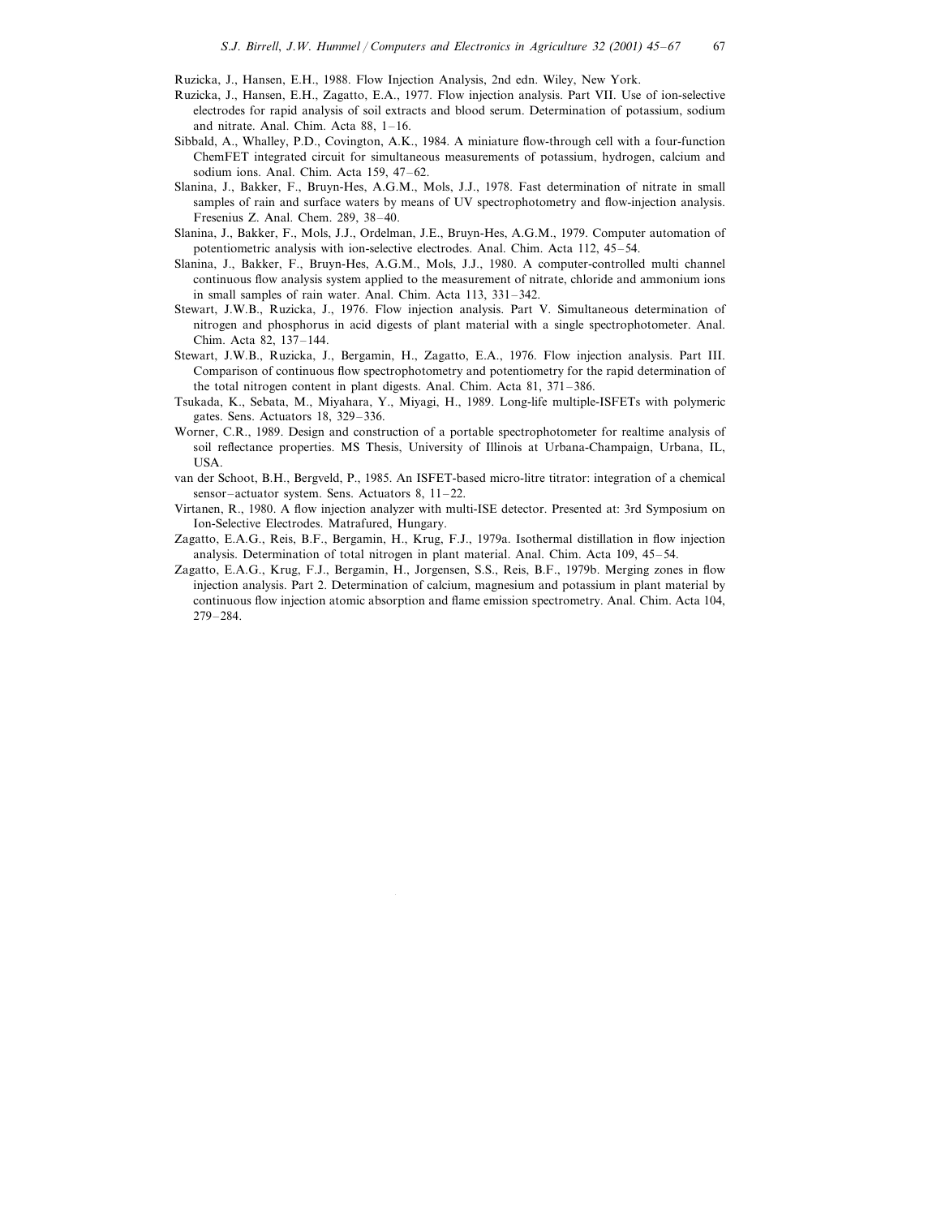Ruzicka, J., Hansen, E.H., 1988. Flow Injection Analysis, 2nd edn. Wiley, New York.

Ruzicka, J., Hansen, E.H., Zagatto, E.A., 1977. Flow injection analysis. Part VII. Use of ion-selective electrodes for rapid analysis of soil extracts and blood serum. Determination of potassium, sodium and nitrate. Anal. Chim. Acta 88, 1–16.

Sibbald, A., Whalley, P.D., Covington, A.K., 1984. A miniature flow-through cell with a four-function ChemFET integrated circuit for simultaneous measurements of potassium, hydrogen, calcium and sodium ions. Anal. Chim. Acta 159, 47–62.

Slanina, J., Bakker, F., Bruyn-Hes, A.G.M., Mols, J.J., 1978. Fast determination of nitrate in small samples of rain and surface waters by means of UV spectrophotometry and flow-injection analysis. Fresenius Z. Anal. Chem. 289, 38–40.

Slanina, J., Bakker, F., Mols, J.J., Ordelman, J.E., Bruyn-Hes, A.G.M., 1979. Computer automation of potentiometric analysis with ion-selective electrodes. Anal. Chim. Acta 112, 45–54.

Slanina, J., Bakker, F., Bruyn-Hes, A.G.M., Mols, J.J., 1980. A computer-controlled multi channel continuous flow analysis system applied to the measurement of nitrate, chloride and ammonium ions in small samples of rain water. Anal. Chim. Acta 113, 331–342.

Stewart, J.W.B., Ruzicka, J., 1976. Flow injection analysis. Part V. Simultaneous determination of nitrogen and phosphorus in acid digests of plant material with a single spectrophotometer. Anal. Chim. Acta 82, 137–144.

Stewart, J.W.B., Ruzicka, J., Bergamin, H., Zagatto, E.A., 1976. Flow injection analysis. Part III. Comparison of continuous flow spectrophotometry and potentiometry for the rapid determination of the total nitrogen content in plant digests. Anal. Chim. Acta 81, 371–386.

Tsukada, K., Sebata, M., Miyahara, Y., Miyagi, H., 1989. Long-life multiple-ISFETs with polymeric gates. Sens. Actuators 18, 329–336.

Worner, C.R., 1989. Design and construction of a portable spectrophotometer for realtime analysis of soil reflectance properties. MS Thesis, University of Illinois at Urbana-Champaign, Urbana, IL, USA.

van der Schoot, B.H., Bergveld, P., 1985. An ISFET-based micro-litre titrator: integration of a chemical sensor–actuator system. Sens. Actuators 8, 11–22.

Virtanen, R., 1980. A flow injection analyzer with multi-ISE detector. Presented at: 3rd Symposium on Ion-Selective Electrodes. Matrafured, Hungary.

Zagatto, E.A.G., Reis, B.F., Bergamin, H., Krug, F.J., 1979a. Isothermal distillation in flow injection analysis. Determination of total nitrogen in plant material. Anal. Chim. Acta 109, 45–54.

Zagatto, E.A.G., Krug, F.J., Bergamin, H., Jorgensen, S.S., Reis, B.F., 1979b. Merging zones in flow injection analysis. Part 2. Determination of calcium, magnesium and potassium in plant material by continuous flow injection atomic absorption and flame emission spectrometry. Anal. Chim. Acta 104, 279–284.